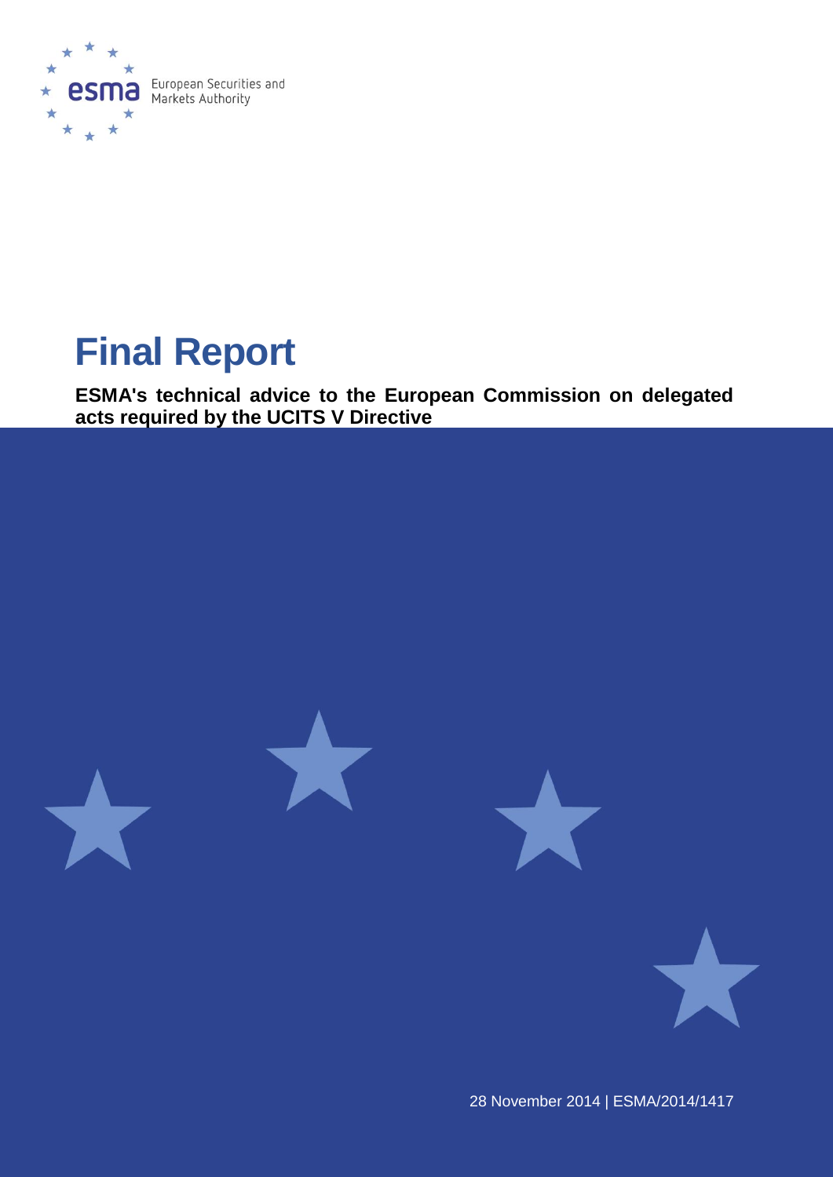European Securities and Markets Authority

# Final Report

**ESMA's technical advice to the European Commission on delegated acts required by the UCITS V Directive**

28 November 2014 | ESMA/2014/1417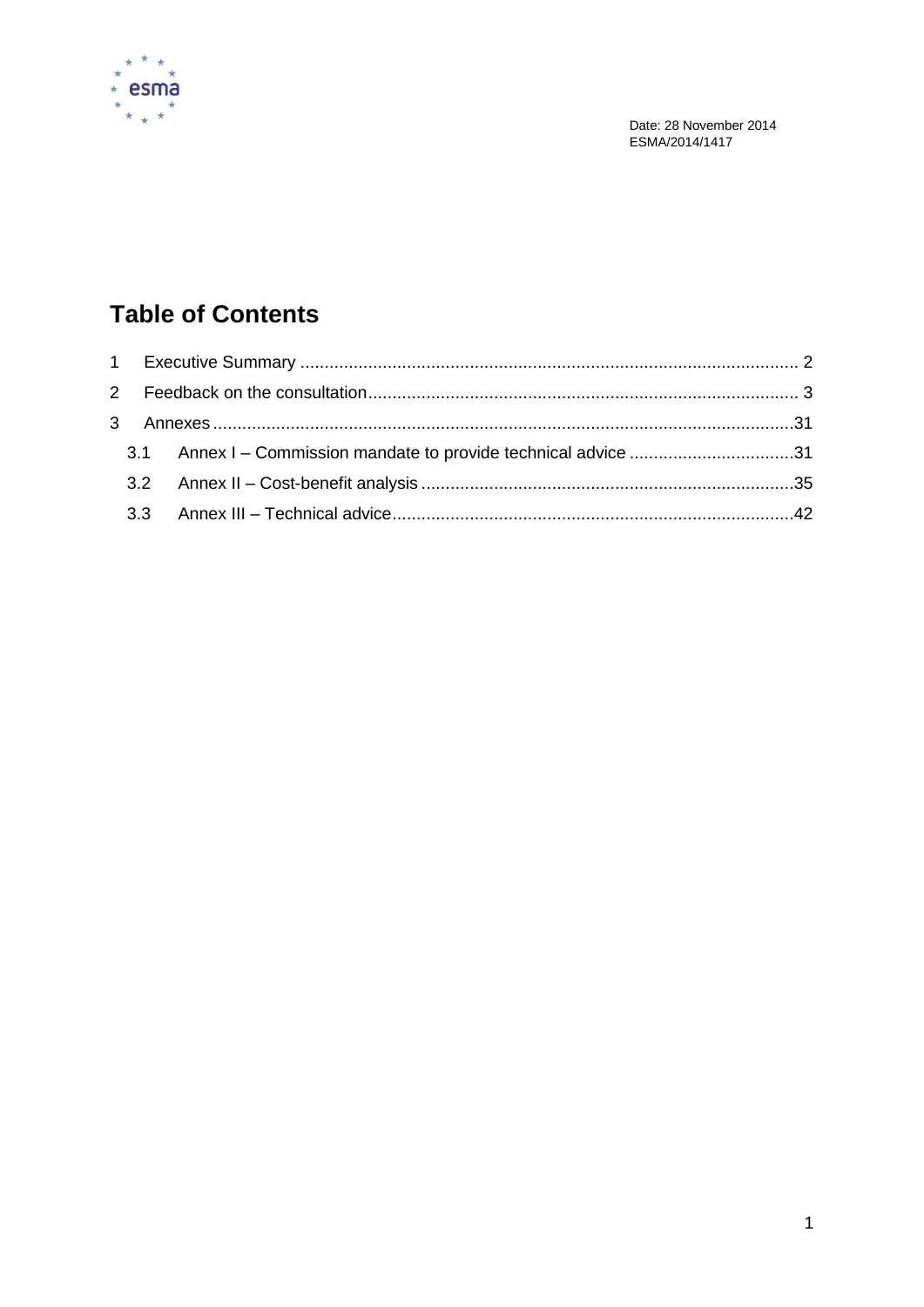Date: 28 November 2014
ESMA/2014/1417

# Table of Contents

1 Executive Summary ........................................................................................................ 2

2 Feedback on the consultation.......................................................................................... 3

3 Annexes.........................................................................................................................31

3.1 Annex I – Commission mandate to provide technical advice ...................................31

3.2 Annex II – Cost-benefit analysis ..............................................................................35

3.3 Annex III – Technical advice....................................................................................42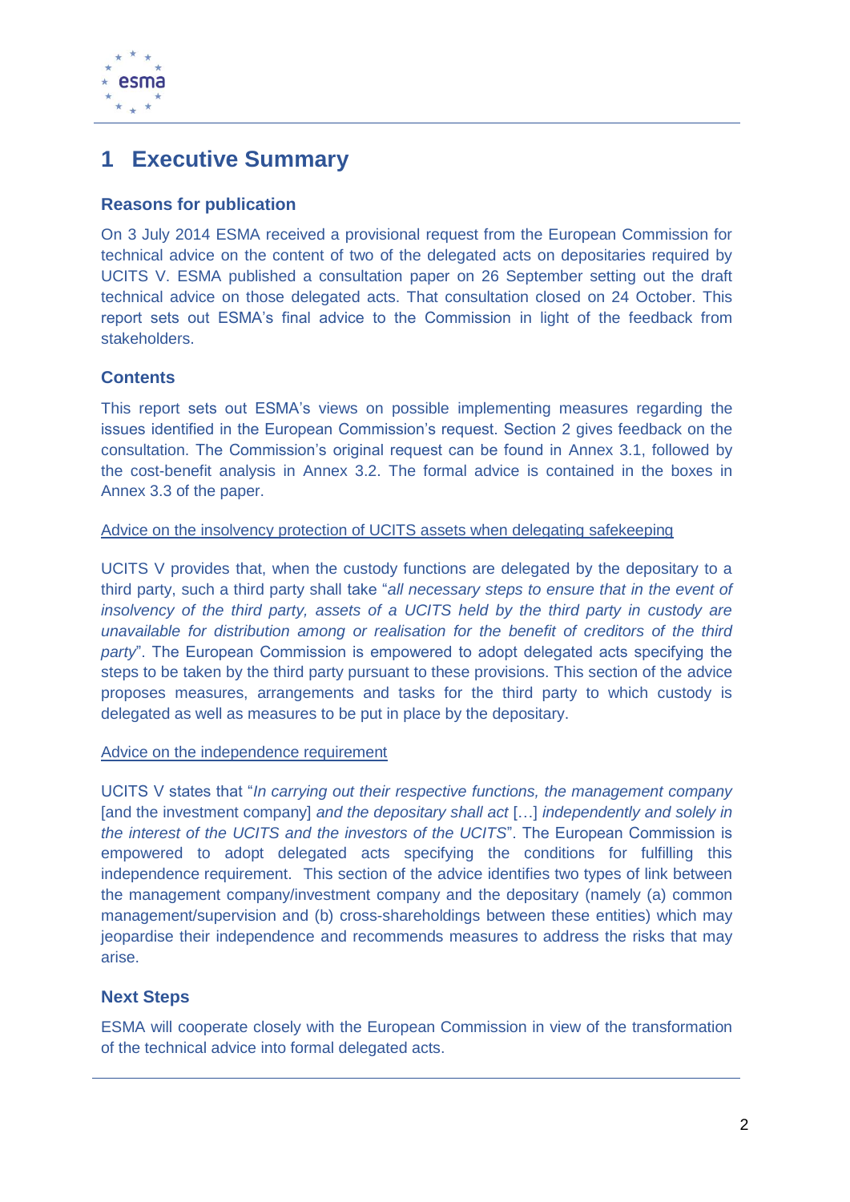# 1 Executive Summary

### Reasons for publication

On 3 July 2014 ESMA received a provisional request from the European Commission for technical advice on the content of two of the delegated acts on depositaries required by UCITS V. ESMA published a consultation paper on 26 September setting out the draft technical advice on those delegated acts. That consultation closed on 24 October. This report sets out ESMA's final advice to the Commission in light of the feedback from stakeholders.

### Contents

This report sets out ESMA's views on possible implementing measures regarding the issues identified in the European Commission's request. Section 2 gives feedback on the consultation. The Commission's original request can be found in Annex 3.1, followed by the cost-benefit analysis in Annex 3.2. The formal advice is contained in the boxes in Annex 3.3 of the paper.

Advice on the insolvency protection of UCITS assets when delegating safekeeping

UCITS V provides that, when the custody functions are delegated by the depositary to a third party, such a third party shall take "*all necessary steps to ensure that in the event of insolvency of the third party, assets of a UCITS held by the third party in custody are unavailable for distribution among or realisation for the benefit of creditors of the third party*". The European Commission is empowered to adopt delegated acts specifying the steps to be taken by the third party pursuant to these provisions. This section of the advice proposes measures, arrangements and tasks for the third party to which custody is delegated as well as measures to be put in place by the depositary.

Advice on the independence requirement

UCITS V states that "*In carrying out their respective functions, the management company* [and the investment company] *and the depositary shall act* […] *independently and solely in the interest of the UCITS and the investors of the UCITS*". The European Commission is empowered to adopt delegated acts specifying the conditions for fulfilling this independence requirement. This section of the advice identifies two types of link between the management company/investment company and the depositary (namely (a) common management/supervision and (b) cross-shareholdings between these entities) which may jeopardise their independence and recommends measures to address the risks that may arise.

### Next Steps

ESMA will cooperate closely with the European Commission in view of the transformation of the technical advice into formal delegated acts.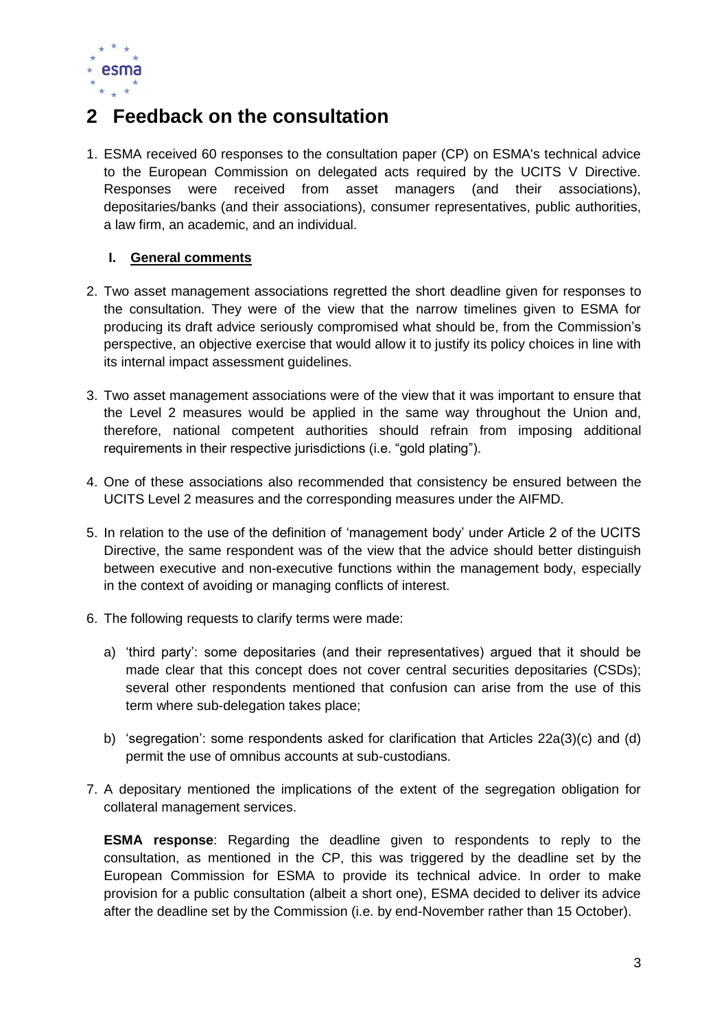# 2 Feedback on the consultation

1. ESMA received 60 responses to the consultation paper (CP) on ESMA's technical advice to the European Commission on delegated acts required by the UCITS V Directive. Responses were received from asset managers (and their associations), depositaries/banks (and their associations), consumer representatives, public authorities, a law firm, an academic, and an individual.

### I. General comments

2. Two asset management associations regretted the short deadline given for responses to the consultation. They were of the view that the narrow timelines given to ESMA for producing its draft advice seriously compromised what should be, from the Commission's perspective, an objective exercise that would allow it to justify its policy choices in line with its internal impact assessment guidelines.

3. Two asset management associations were of the view that it was important to ensure that the Level 2 measures would be applied in the same way throughout the Union and, therefore, national competent authorities should refrain from imposing additional requirements in their respective jurisdictions (i.e. "gold plating").

4. One of these associations also recommended that consistency be ensured between the UCITS Level 2 measures and the corresponding measures under the AIFMD.

5. In relation to the use of the definition of 'management body' under Article 2 of the UCITS Directive, the same respondent was of the view that the advice should better distinguish between executive and non-executive functions within the management body, especially in the context of avoiding or managing conflicts of interest.

6. The following requests to clarify terms were made:

   a) 'third party': some depositaries (and their representatives) argued that it should be made clear that this concept does not cover central securities depositaries (CSDs); several other respondents mentioned that confusion can arise from the use of this term where sub-delegation takes place;

   b) 'segregation': some respondents asked for clarification that Articles 22a(3)(c) and (d) permit the use of omnibus accounts at sub-custodians.

7. A depositary mentioned the implications of the extent of the segregation obligation for collateral management services.

   **ESMA response**: Regarding the deadline given to respondents to reply to the consultation, as mentioned in the CP, this was triggered by the deadline set by the European Commission for ESMA to provide its technical advice. In order to make provision for a public consultation (albeit a short one), ESMA decided to deliver its advice after the deadline set by the Commission (i.e. by end-November rather than 15 October).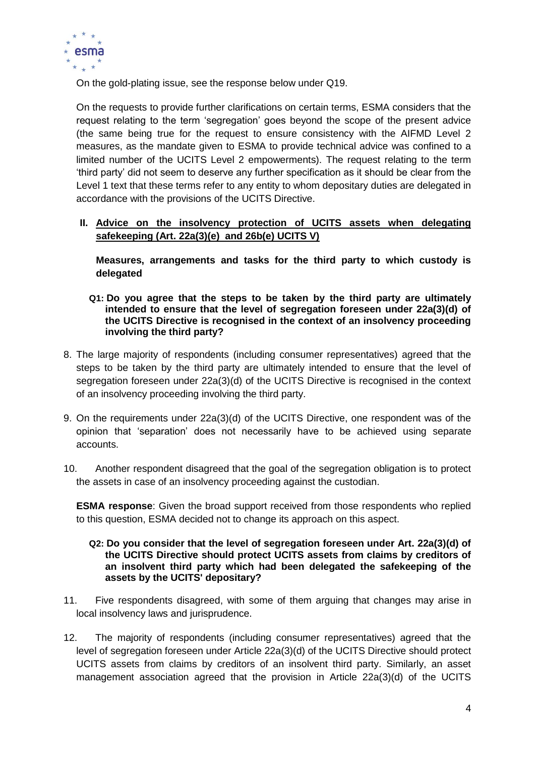On the gold-plating issue, see the response below under Q19.

On the requests to provide further clarifications on certain terms, ESMA considers that the request relating to the term 'segregation' goes beyond the scope of the present advice (the same being true for the request to ensure consistency with the AIFMD Level 2 measures, as the mandate given to ESMA to provide technical advice was confined to a limited number of the UCITS Level 2 empowerments). The request relating to the term 'third party' did not seem to deserve any further specification as it should be clear from the Level 1 text that these terms refer to any entity to whom depositary duties are delegated in accordance with the provisions of the UCITS Directive.

## II. Advice on the insolvency protection of UCITS assets when delegating safekeeping (Art. 22a(3)(e) and 26b(e) UCITS V)

**Measures, arrangements and tasks for the third party to which custody is delegated**

**Q1: Do you agree that the steps to be taken by the third party are ultimately intended to ensure that the level of segregation foreseen under 22a(3)(d) of the UCITS Directive is recognised in the context of an insolvency proceeding involving the third party?**

8. The large majority of respondents (including consumer representatives) agreed that the steps to be taken by the third party are ultimately intended to ensure that the level of segregation foreseen under 22a(3)(d) of the UCITS Directive is recognised in the context of an insolvency proceeding involving the third party.

9. On the requirements under 22a(3)(d) of the UCITS Directive, one respondent was of the opinion that 'separation' does not necessarily have to be achieved using separate accounts.

10. Another respondent disagreed that the goal of the segregation obligation is to protect the assets in case of an insolvency proceeding against the custodian.

**ESMA response**: Given the broad support received from those respondents who replied to this question, ESMA decided not to change its approach on this aspect.

**Q2: Do you consider that the level of segregation foreseen under Art. 22a(3)(d) of the UCITS Directive should protect UCITS assets from claims by creditors of an insolvent third party which had been delegated the safekeeping of the assets by the UCITS' depositary?**

11. Five respondents disagreed, with some of them arguing that changes may arise in local insolvency laws and jurisprudence.

12. The majority of respondents (including consumer representatives) agreed that the level of segregation foreseen under Article 22a(3)(d) of the UCITS Directive should protect UCITS assets from claims by creditors of an insolvent third party. Similarly, an asset management association agreed that the provision in Article 22a(3)(d) of the UCITS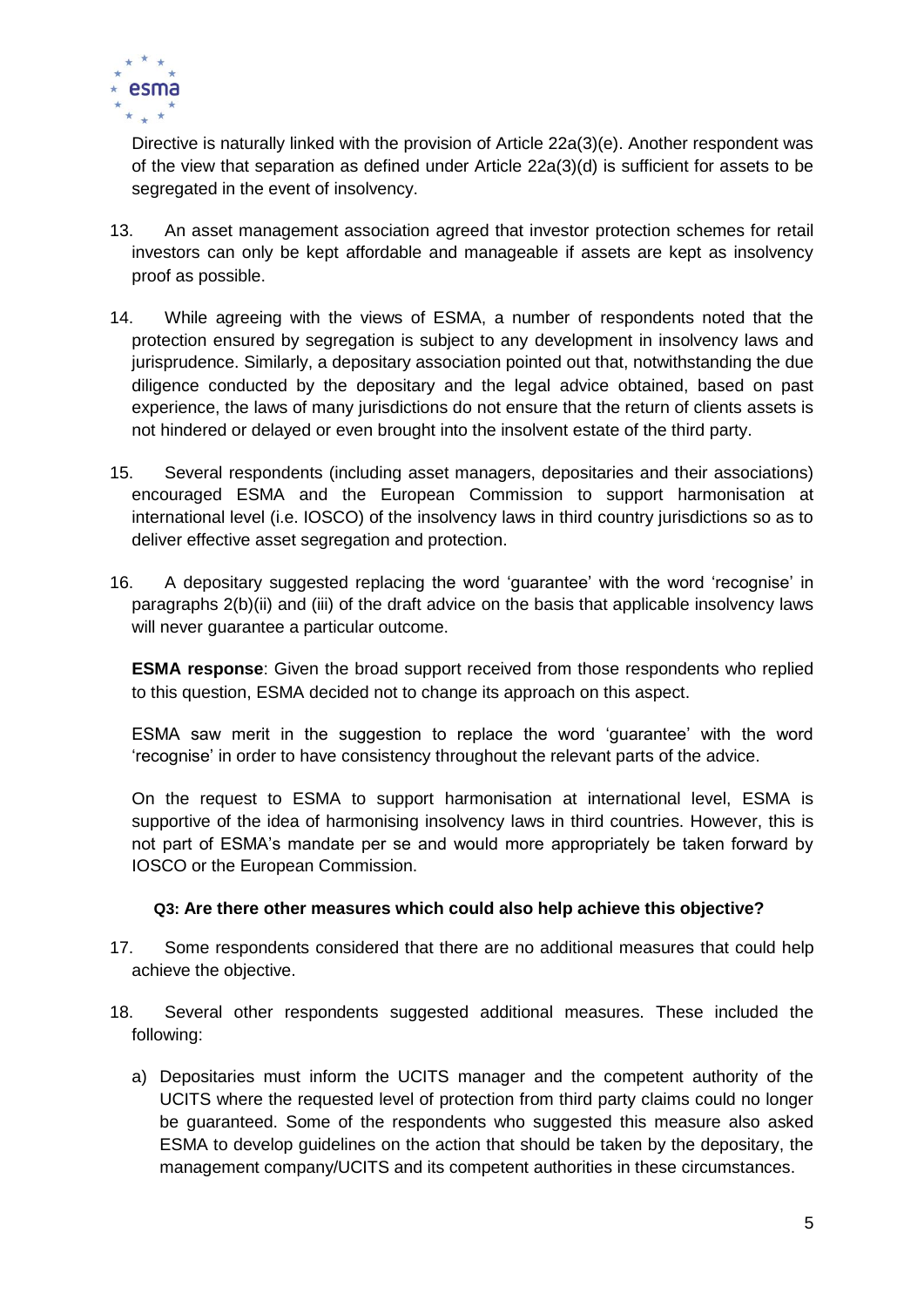Directive is naturally linked with the provision of Article 22a(3)(e). Another respondent was of the view that separation as defined under Article 22a(3)(d) is sufficient for assets to be segregated in the event of insolvency.

13. An asset management association agreed that investor protection schemes for retail investors can only be kept affordable and manageable if assets are kept as insolvency proof as possible.

14. While agreeing with the views of ESMA, a number of respondents noted that the protection ensured by segregation is subject to any development in insolvency laws and jurisprudence. Similarly, a depositary association pointed out that, notwithstanding the due diligence conducted by the depositary and the legal advice obtained, based on past experience, the laws of many jurisdictions do not ensure that the return of clients assets is not hindered or delayed or even brought into the insolvent estate of the third party.

15. Several respondents (including asset managers, depositaries and their associations) encouraged ESMA and the European Commission to support harmonisation at international level (i.e. IOSCO) of the insolvency laws in third country jurisdictions so as to deliver effective asset segregation and protection.

16. A depositary suggested replacing the word 'guarantee' with the word 'recognise' in paragraphs 2(b)(ii) and (iii) of the draft advice on the basis that applicable insolvency laws will never guarantee a particular outcome.

**ESMA response**: Given the broad support received from those respondents who replied to this question, ESMA decided not to change its approach on this aspect.

ESMA saw merit in the suggestion to replace the word 'guarantee' with the word 'recognise' in order to have consistency throughout the relevant parts of the advice.

On the request to ESMA to support harmonisation at international level, ESMA is supportive of the idea of harmonising insolvency laws in third countries. However, this is not part of ESMA's mandate per se and would more appropriately be taken forward by IOSCO or the European Commission.

**Q3: Are there other measures which could also help achieve this objective?**

17. Some respondents considered that there are no additional measures that could help achieve the objective.

18. Several other respondents suggested additional measures. These included the following:

a) Depositaries must inform the UCITS manager and the competent authority of the UCITS where the requested level of protection from third party claims could no longer be guaranteed. Some of the respondents who suggested this measure also asked ESMA to develop guidelines on the action that should be taken by the depositary, the management company/UCITS and its competent authorities in these circumstances.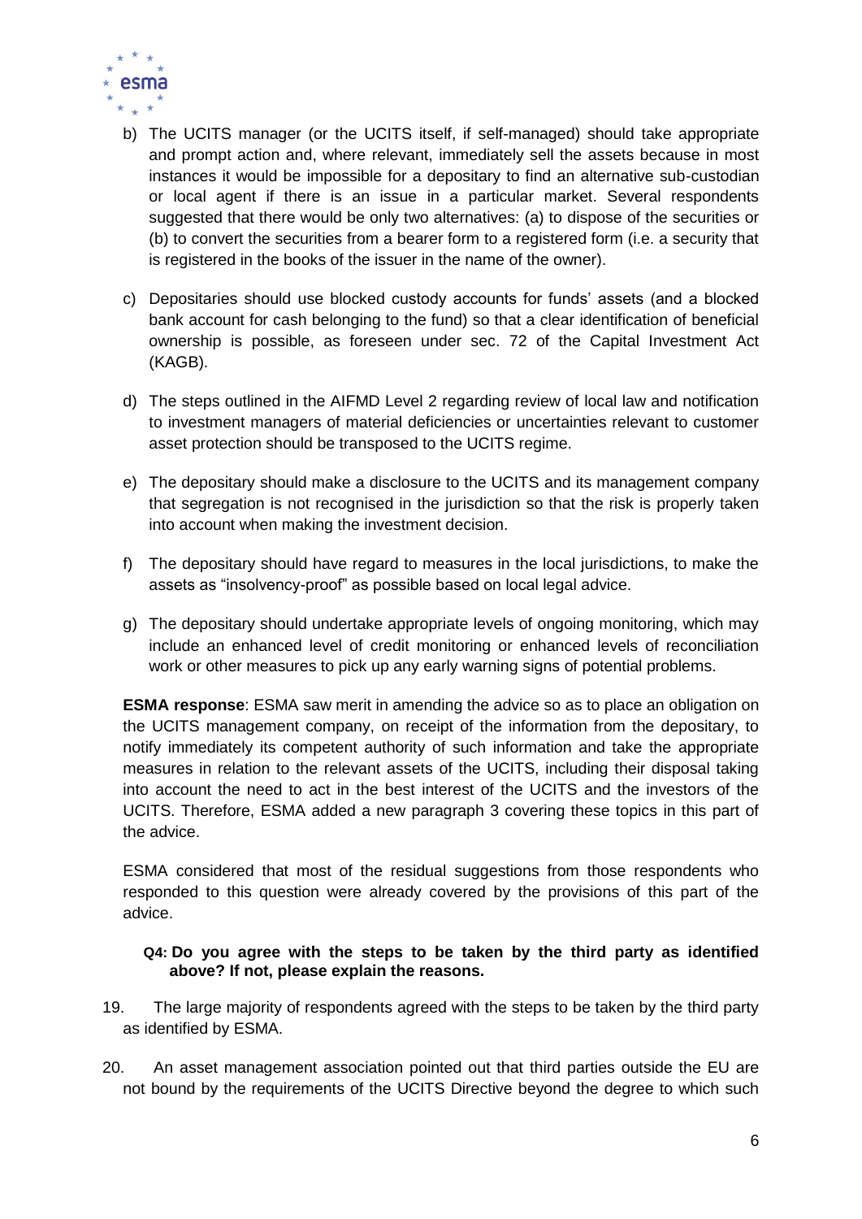b) The UCITS manager (or the UCITS itself, if self-managed) should take appropriate and prompt action and, where relevant, immediately sell the assets because in most instances it would be impossible for a depositary to find an alternative sub-custodian or local agent if there is an issue in a particular market. Several respondents suggested that there would be only two alternatives: (a) to dispose of the securities or (b) to convert the securities from a bearer form to a registered form (i.e. a security that is registered in the books of the issuer in the name of the owner).

c) Depositaries should use blocked custody accounts for funds' assets (and a blocked bank account for cash belonging to the fund) so that a clear identification of beneficial ownership is possible, as foreseen under sec. 72 of the Capital Investment Act (KAGB).

d) The steps outlined in the AIFMD Level 2 regarding review of local law and notification to investment managers of material deficiencies or uncertainties relevant to customer asset protection should be transposed to the UCITS regime.

e) The depositary should make a disclosure to the UCITS and its management company that segregation is not recognised in the jurisdiction so that the risk is properly taken into account when making the investment decision.

f) The depositary should have regard to measures in the local jurisdictions, to make the assets as "insolvency-proof" as possible based on local legal advice.

g) The depositary should undertake appropriate levels of ongoing monitoring, which may include an enhanced level of credit monitoring or enhanced levels of reconciliation work or other measures to pick up any early warning signs of potential problems.

**ESMA response**: ESMA saw merit in amending the advice so as to place an obligation on the UCITS management company, on receipt of the information from the depositary, to notify immediately its competent authority of such information and take the appropriate measures in relation to the relevant assets of the UCITS, including their disposal taking into account the need to act in the best interest of the UCITS and the investors of the UCITS. Therefore, ESMA added a new paragraph 3 covering these topics in this part of the advice.

ESMA considered that most of the residual suggestions from those respondents who responded to this question were already covered by the provisions of this part of the advice.

**Q4: Do you agree with the steps to be taken by the third party as identified above? If not, please explain the reasons.**

19. The large majority of respondents agreed with the steps to be taken by the third party as identified by ESMA.

20. An asset management association pointed out that third parties outside the EU are not bound by the requirements of the UCITS Directive beyond the degree to which such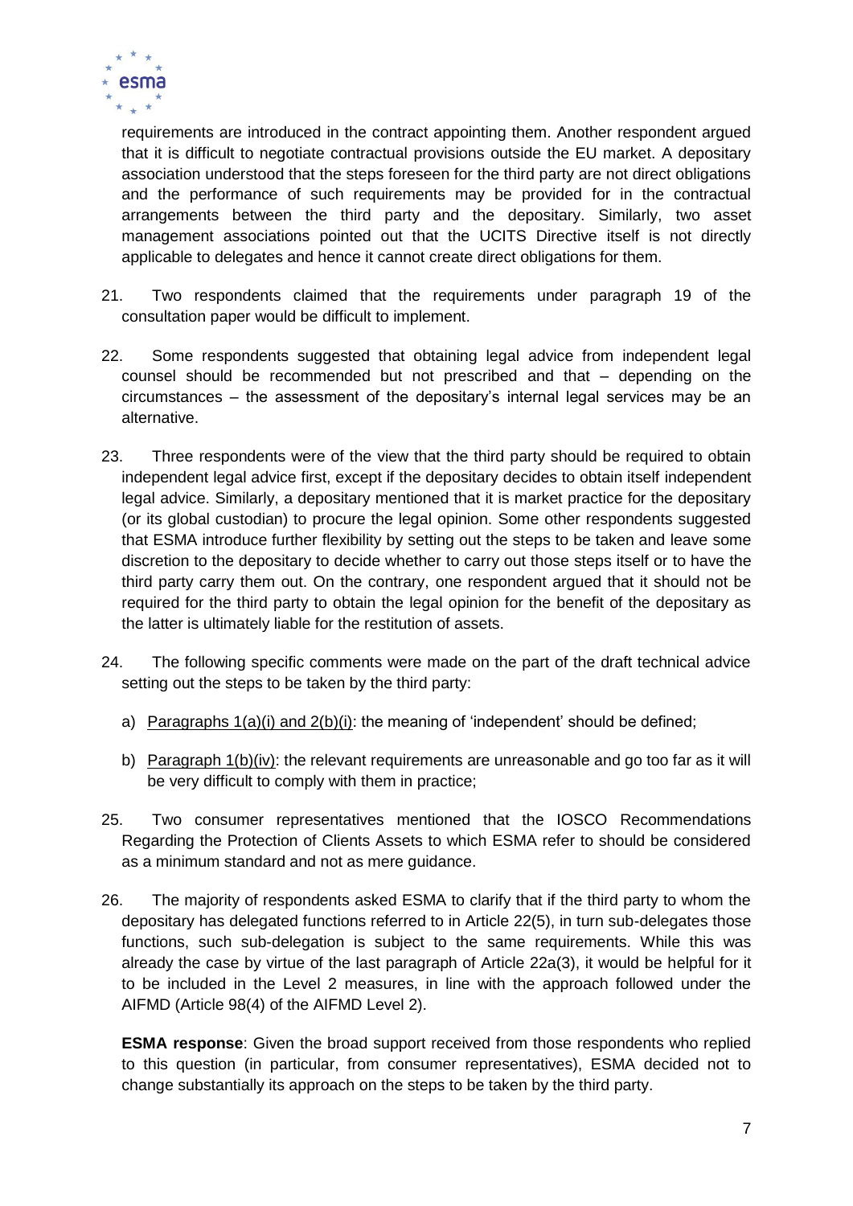requirements are introduced in the contract appointing them. Another respondent argued that it is difficult to negotiate contractual provisions outside the EU market. A depositary association understood that the steps foreseen for the third party are not direct obligations and the performance of such requirements may be provided for in the contractual arrangements between the third party and the depositary. Similarly, two asset management associations pointed out that the UCITS Directive itself is not directly applicable to delegates and hence it cannot create direct obligations for them.

21. Two respondents claimed that the requirements under paragraph 19 of the consultation paper would be difficult to implement.

22. Some respondents suggested that obtaining legal advice from independent legal counsel should be recommended but not prescribed and that – depending on the circumstances – the assessment of the depositary's internal legal services may be an alternative.

23. Three respondents were of the view that the third party should be required to obtain independent legal advice first, except if the depositary decides to obtain itself independent legal advice. Similarly, a depositary mentioned that it is market practice for the depositary (or its global custodian) to procure the legal opinion. Some other respondents suggested that ESMA introduce further flexibility by setting out the steps to be taken and leave some discretion to the depositary to decide whether to carry out those steps itself or to have the third party carry them out. On the contrary, one respondent argued that it should not be required for the third party to obtain the legal opinion for the benefit of the depositary as the latter is ultimately liable for the restitution of assets.

24. The following specific comments were made on the part of the draft technical advice setting out the steps to be taken by the third party:

a) Paragraphs 1(a)(i) and 2(b)(i): the meaning of 'independent' should be defined;

b) Paragraph 1(b)(iv): the relevant requirements are unreasonable and go too far as it will be very difficult to comply with them in practice;

25. Two consumer representatives mentioned that the IOSCO Recommendations Regarding the Protection of Clients Assets to which ESMA refer to should be considered as a minimum standard and not as mere guidance.

26. The majority of respondents asked ESMA to clarify that if the third party to whom the depositary has delegated functions referred to in Article 22(5), in turn sub-delegates those functions, such sub-delegation is subject to the same requirements. While this was already the case by virtue of the last paragraph of Article 22a(3), it would be helpful for it to be included in the Level 2 measures, in line with the approach followed under the AIFMD (Article 98(4) of the AIFMD Level 2).

**ESMA response**: Given the broad support received from those respondents who replied to this question (in particular, from consumer representatives), ESMA decided not to change substantially its approach on the steps to be taken by the third party.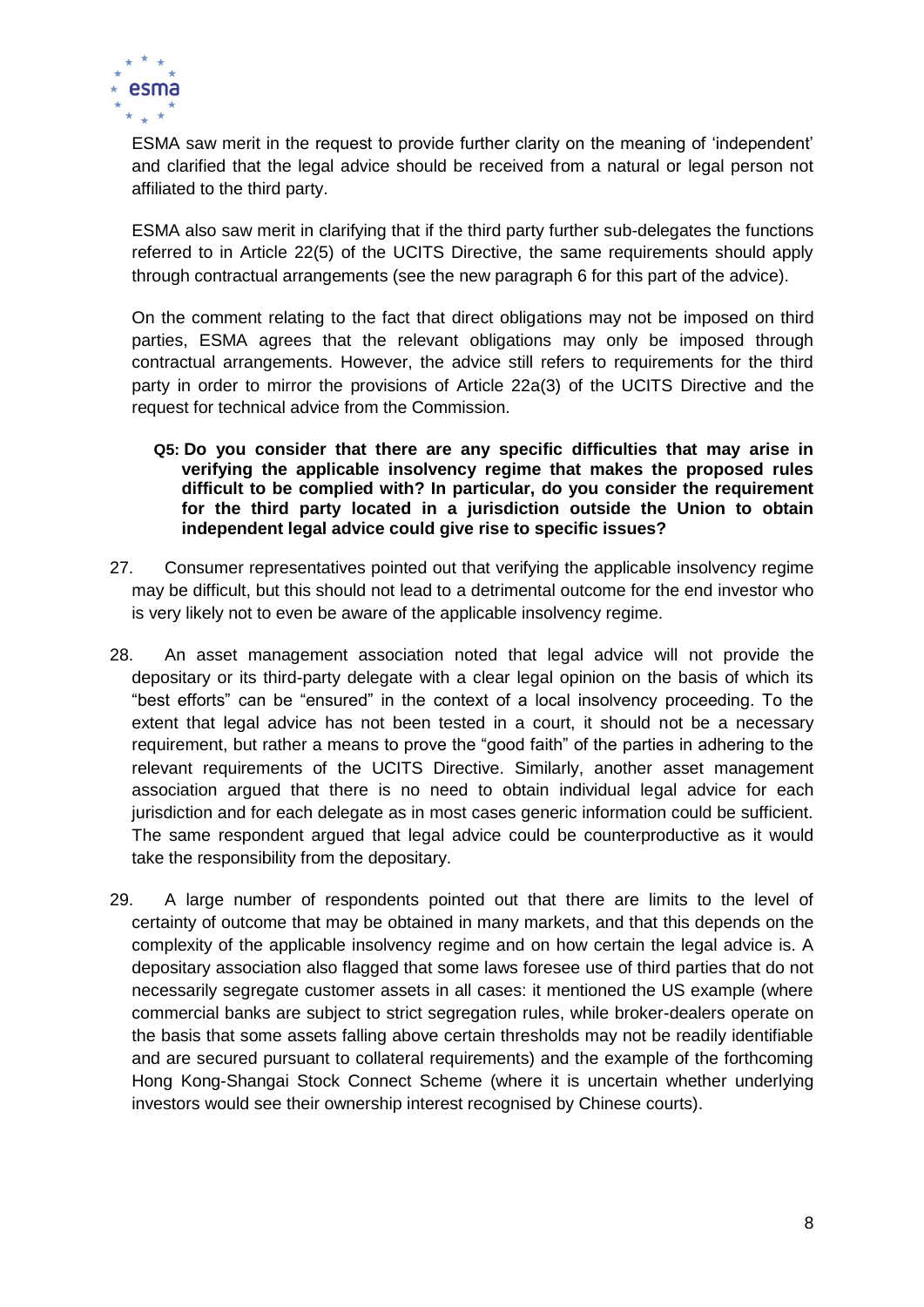ESMA saw merit in the request to provide further clarity on the meaning of 'independent' and clarified that the legal advice should be received from a natural or legal person not affiliated to the third party.

ESMA also saw merit in clarifying that if the third party further sub-delegates the functions referred to in Article 22(5) of the UCITS Directive, the same requirements should apply through contractual arrangements (see the new paragraph 6 for this part of the advice).

On the comment relating to the fact that direct obligations may not be imposed on third parties, ESMA agrees that the relevant obligations may only be imposed through contractual arrangements. However, the advice still refers to requirements for the third party in order to mirror the provisions of Article 22a(3) of the UCITS Directive and the request for technical advice from the Commission.

**Q5: Do you consider that there are any specific difficulties that may arise in verifying the applicable insolvency regime that makes the proposed rules difficult to be complied with? In particular, do you consider the requirement for the third party located in a jurisdiction outside the Union to obtain independent legal advice could give rise to specific issues?**

27. Consumer representatives pointed out that verifying the applicable insolvency regime may be difficult, but this should not lead to a detrimental outcome for the end investor who is very likely not to even be aware of the applicable insolvency regime.

28. An asset management association noted that legal advice will not provide the depositary or its third-party delegate with a clear legal opinion on the basis of which its "best efforts" can be "ensured" in the context of a local insolvency proceeding. To the extent that legal advice has not been tested in a court, it should not be a necessary requirement, but rather a means to prove the "good faith" of the parties in adhering to the relevant requirements of the UCITS Directive. Similarly, another asset management association argued that there is no need to obtain individual legal advice for each jurisdiction and for each delegate as in most cases generic information could be sufficient. The same respondent argued that legal advice could be counterproductive as it would take the responsibility from the depositary.

29. A large number of respondents pointed out that there are limits to the level of certainty of outcome that may be obtained in many markets, and that this depends on the complexity of the applicable insolvency regime and on how certain the legal advice is. A depositary association also flagged that some laws foresee use of third parties that do not necessarily segregate customer assets in all cases: it mentioned the US example (where commercial banks are subject to strict segregation rules, while broker-dealers operate on the basis that some assets falling above certain thresholds may not be readily identifiable and are secured pursuant to collateral requirements) and the example of the forthcoming Hong Kong-Shangai Stock Connect Scheme (where it is uncertain whether underlying investors would see their ownership interest recognised by Chinese courts).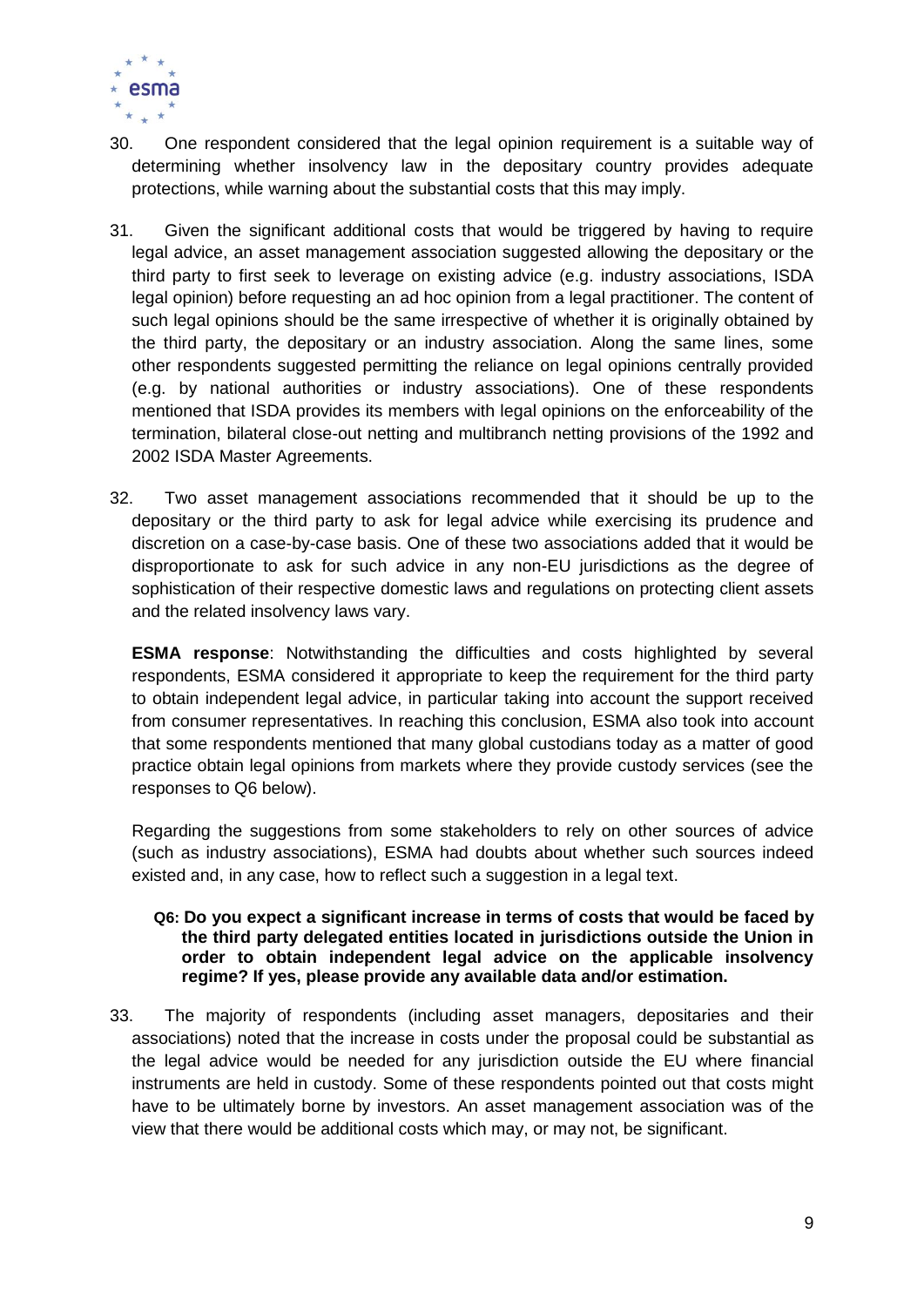30. One respondent considered that the legal opinion requirement is a suitable way of determining whether insolvency law in the depositary country provides adequate protections, while warning about the substantial costs that this may imply.

31. Given the significant additional costs that would be triggered by having to require legal advice, an asset management association suggested allowing the depositary or the third party to first seek to leverage on existing advice (e.g. industry associations, ISDA legal opinion) before requesting an ad hoc opinion from a legal practitioner. The content of such legal opinions should be the same irrespective of whether it is originally obtained by the third party, the depositary or an industry association. Along the same lines, some other respondents suggested permitting the reliance on legal opinions centrally provided (e.g. by national authorities or industry associations). One of these respondents mentioned that ISDA provides its members with legal opinions on the enforceability of the termination, bilateral close-out netting and multibranch netting provisions of the 1992 and 2002 ISDA Master Agreements.

32. Two asset management associations recommended that it should be up to the depositary or the third party to ask for legal advice while exercising its prudence and discretion on a case-by-case basis. One of these two associations added that it would be disproportionate to ask for such advice in any non-EU jurisdictions as the degree of sophistication of their respective domestic laws and regulations on protecting client assets and the related insolvency laws vary.

**ESMA response**: Notwithstanding the difficulties and costs highlighted by several respondents, ESMA considered it appropriate to keep the requirement for the third party to obtain independent legal advice, in particular taking into account the support received from consumer representatives. In reaching this conclusion, ESMA also took into account that some respondents mentioned that many global custodians today as a matter of good practice obtain legal opinions from markets where they provide custody services (see the responses to Q6 below).

Regarding the suggestions from some stakeholders to rely on other sources of advice (such as industry associations), ESMA had doubts about whether such sources indeed existed and, in any case, how to reflect such a suggestion in a legal text.

**Q6: Do you expect a significant increase in terms of costs that would be faced by the third party delegated entities located in jurisdictions outside the Union in order to obtain independent legal advice on the applicable insolvency regime? If yes, please provide any available data and/or estimation.**

33. The majority of respondents (including asset managers, depositaries and their associations) noted that the increase in costs under the proposal could be substantial as the legal advice would be needed for any jurisdiction outside the EU where financial instruments are held in custody. Some of these respondents pointed out that costs might have to be ultimately borne by investors. An asset management association was of the view that there would be additional costs which may, or may not, be significant.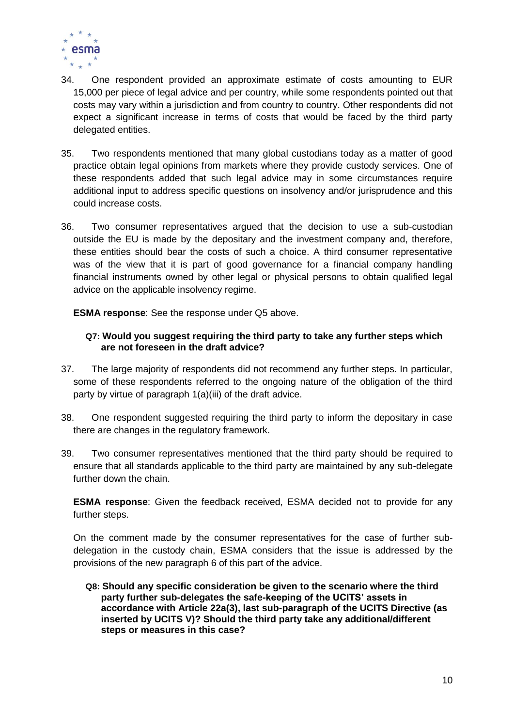34. One respondent provided an approximate estimate of costs amounting to EUR 15,000 per piece of legal advice and per country, while some respondents pointed out that costs may vary within a jurisdiction and from country to country. Other respondents did not expect a significant increase in terms of costs that would be faced by the third party delegated entities.

35. Two respondents mentioned that many global custodians today as a matter of good practice obtain legal opinions from markets where they provide custody services. One of these respondents added that such legal advice may in some circumstances require additional input to address specific questions on insolvency and/or jurisprudence and this could increase costs.

36. Two consumer representatives argued that the decision to use a sub-custodian outside the EU is made by the depositary and the investment company and, therefore, these entities should bear the costs of such a choice. A third consumer representative was of the view that it is part of good governance for a financial company handling financial instruments owned by other legal or physical persons to obtain qualified legal advice on the applicable insolvency regime.

**ESMA response**: See the response under Q5 above.

**Q7: Would you suggest requiring the third party to take any further steps which are not foreseen in the draft advice?**

37. The large majority of respondents did not recommend any further steps. In particular, some of these respondents referred to the ongoing nature of the obligation of the third party by virtue of paragraph 1(a)(iii) of the draft advice.

38. One respondent suggested requiring the third party to inform the depositary in case there are changes in the regulatory framework.

39. Two consumer representatives mentioned that the third party should be required to ensure that all standards applicable to the third party are maintained by any sub-delegate further down the chain.

**ESMA response**: Given the feedback received, ESMA decided not to provide for any further steps.

On the comment made by the consumer representatives for the case of further sub-delegation in the custody chain, ESMA considers that the issue is addressed by the provisions of the new paragraph 6 of this part of the advice.

**Q8: Should any specific consideration be given to the scenario where the third party further sub-delegates the safe-keeping of the UCITS' assets in accordance with Article 22a(3), last sub-paragraph of the UCITS Directive (as inserted by UCITS V)? Should the third party take any additional/different steps or measures in this case?**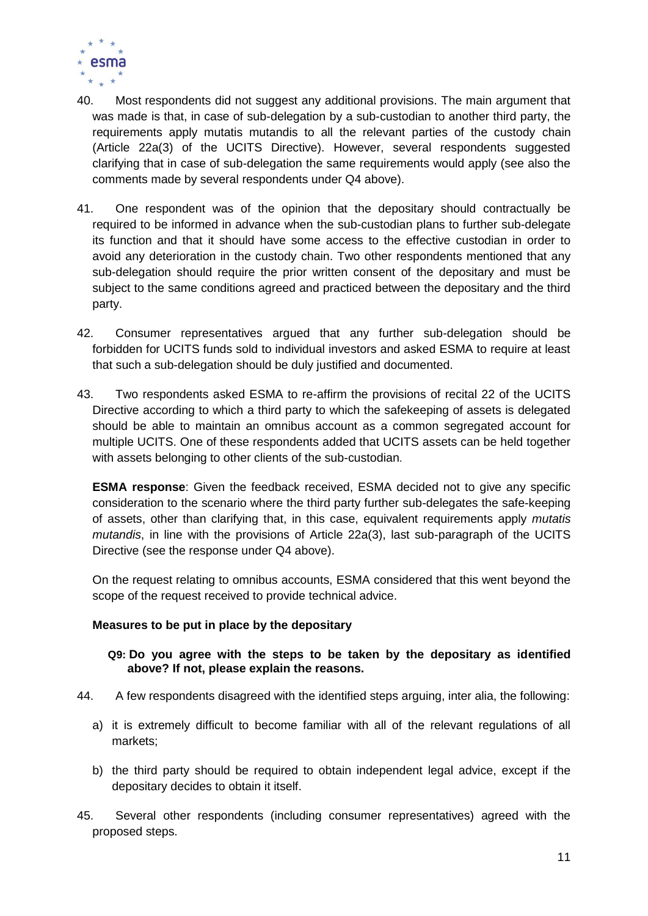40. Most respondents did not suggest any additional provisions. The main argument that was made is that, in case of sub-delegation by a sub-custodian to another third party, the requirements apply mutatis mutandis to all the relevant parties of the custody chain (Article 22a(3) of the UCITS Directive). However, several respondents suggested clarifying that in case of sub-delegation the same requirements would apply (see also the comments made by several respondents under Q4 above).

41. One respondent was of the opinion that the depositary should contractually be required to be informed in advance when the sub-custodian plans to further sub-delegate its function and that it should have some access to the effective custodian in order to avoid any deterioration in the custody chain. Two other respondents mentioned that any sub-delegation should require the prior written consent of the depositary and must be subject to the same conditions agreed and practiced between the depositary and the third party.

42. Consumer representatives argued that any further sub-delegation should be forbidden for UCITS funds sold to individual investors and asked ESMA to require at least that such a sub-delegation should be duly justified and documented.

43. Two respondents asked ESMA to re-affirm the provisions of recital 22 of the UCITS Directive according to which a third party to which the safekeeping of assets is delegated should be able to maintain an omnibus account as a common segregated account for multiple UCITS. One of these respondents added that UCITS assets can be held together with assets belonging to other clients of the sub-custodian.

**ESMA response**: Given the feedback received, ESMA decided not to give any specific consideration to the scenario where the third party further sub-delegates the safe-keeping of assets, other than clarifying that, in this case, equivalent requirements apply *mutatis mutandis*, in line with the provisions of Article 22a(3), last sub-paragraph of the UCITS Directive (see the response under Q4 above).

On the request relating to omnibus accounts, ESMA considered that this went beyond the scope of the request received to provide technical advice.

**Measures to be put in place by the depositary**

**Q9: Do you agree with the steps to be taken by the depositary as identified above? If not, please explain the reasons.**

44. A few respondents disagreed with the identified steps arguing, inter alia, the following:

a) it is extremely difficult to become familiar with all of the relevant regulations of all markets;

b) the third party should be required to obtain independent legal advice, except if the depositary decides to obtain it itself.

45. Several other respondents (including consumer representatives) agreed with the proposed steps.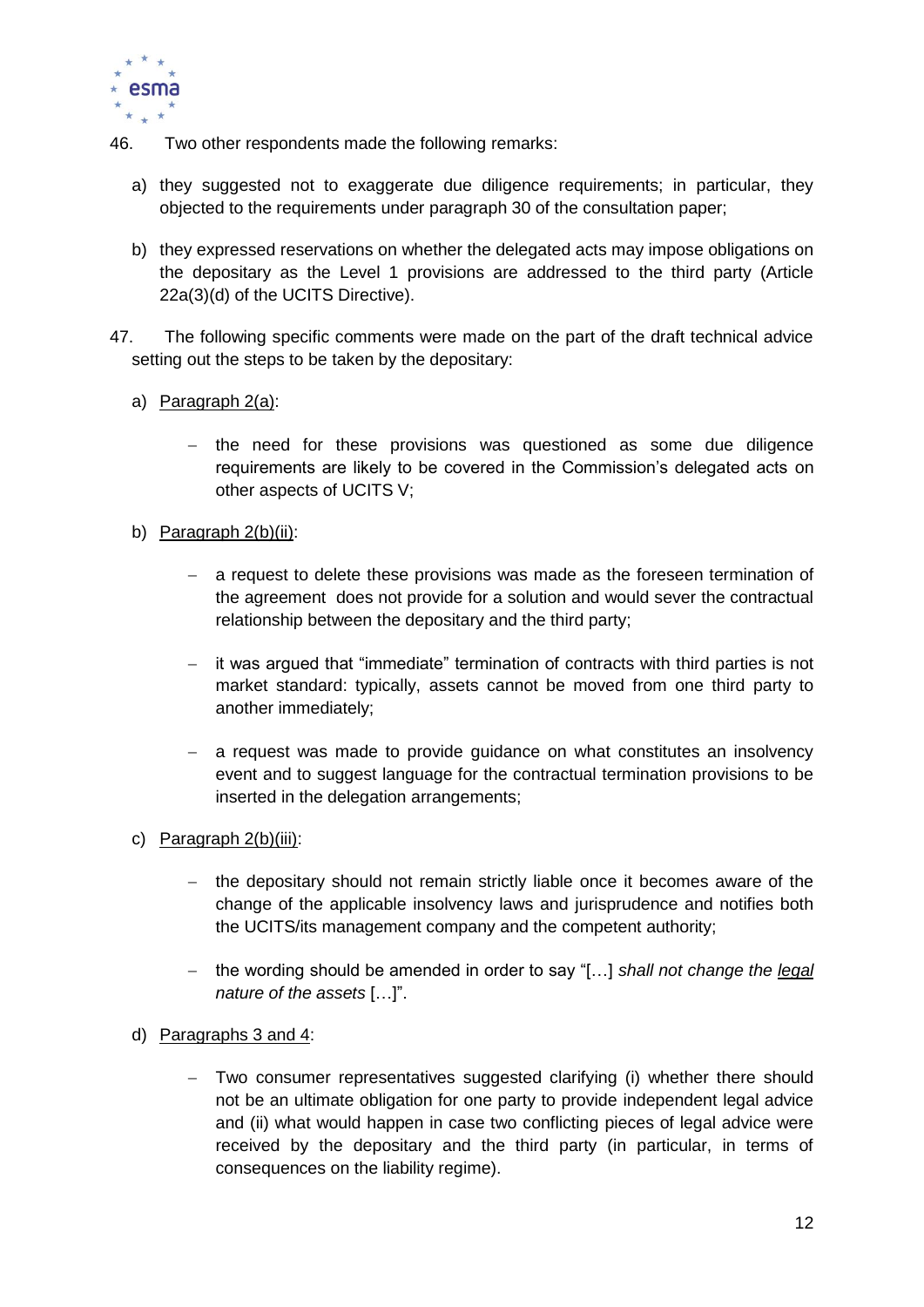46. Two other respondents made the following remarks:

    a) they suggested not to exaggerate due diligence requirements; in particular, they objected to the requirements under paragraph 30 of the consultation paper;

    b) they expressed reservations on whether the delegated acts may impose obligations on the depositary as the Level 1 provisions are addressed to the third party (Article 22a(3)(d) of the UCITS Directive).

47. The following specific comments were made on the part of the draft technical advice setting out the steps to be taken by the depositary:

    a) Paragraph 2(a):

        - the need for these provisions was questioned as some due diligence requirements are likely to be covered in the Commission's delegated acts on other aspects of UCITS V;

    b) Paragraph 2(b)(ii):

        - a request to delete these provisions was made as the foreseen termination of the agreement does not provide for a solution and would sever the contractual relationship between the depositary and the third party;

        - it was argued that "immediate" termination of contracts with third parties is not market standard: typically, assets cannot be moved from one third party to another immediately;

        - a request was made to provide guidance on what constitutes an insolvency event and to suggest language for the contractual termination provisions to be inserted in the delegation arrangements;

    c) Paragraph 2(b)(iii):

        - the depositary should not remain strictly liable once it becomes aware of the change of the applicable insolvency laws and jurisprudence and notifies both the UCITS/its management company and the competent authority;

        - the wording should be amended in order to say "[…] *shall not change the legal nature of the assets* […]".

    d) Paragraphs 3 and 4:

        - Two consumer representatives suggested clarifying (i) whether there should not be an ultimate obligation for one party to provide independent legal advice and (ii) what would happen in case two conflicting pieces of legal advice were received by the depositary and the third party (in particular, in terms of consequences on the liability regime).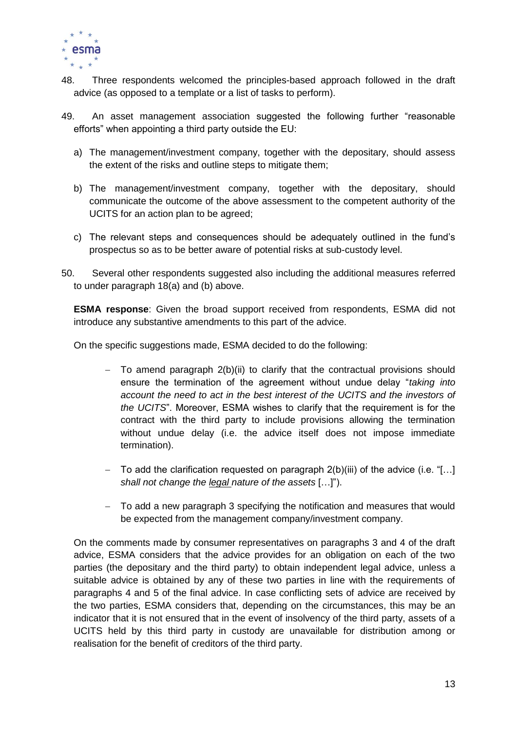48. Three respondents welcomed the principles-based approach followed in the draft advice (as opposed to a template or a list of tasks to perform).

49. An asset management association suggested the following further "reasonable efforts" when appointing a third party outside the EU:

   a) The management/investment company, together with the depositary, should assess the extent of the risks and outline steps to mitigate them;

   b) The management/investment company, together with the depositary, should communicate the outcome of the above assessment to the competent authority of the UCITS for an action plan to be agreed;

   c) The relevant steps and consequences should be adequately outlined in the fund's prospectus so as to be better aware of potential risks at sub-custody level.

50. Several other respondents suggested also including the additional measures referred to under paragraph 18(a) and (b) above.

**ESMA response**: Given the broad support received from respondents, ESMA did not introduce any substantive amendments to this part of the advice.

On the specific suggestions made, ESMA decided to do the following:

- To amend paragraph 2(b)(ii) to clarify that the contractual provisions should ensure the termination of the agreement without undue delay "*taking into account the need to act in the best interest of the UCITS and the investors of the UCITS*". Moreover, ESMA wishes to clarify that the requirement is for the contract with the third party to include provisions allowing the termination without undue delay (i.e. the advice itself does not impose immediate termination).

- To add the clarification requested on paragraph 2(b)(iii) of the advice (i.e. "[…] *shall not change the legal nature of the assets* […]").

- To add a new paragraph 3 specifying the notification and measures that would be expected from the management company/investment company.

On the comments made by consumer representatives on paragraphs 3 and 4 of the draft advice, ESMA considers that the advice provides for an obligation on each of the two parties (the depositary and the third party) to obtain independent legal advice, unless a suitable advice is obtained by any of these two parties in line with the requirements of paragraphs 4 and 5 of the final advice. In case conflicting sets of advice are received by the two parties, ESMA considers that, depending on the circumstances, this may be an indicator that it is not ensured that in the event of insolvency of the third party, assets of a UCITS held by this third party in custody are unavailable for distribution among or realisation for the benefit of creditors of the third party.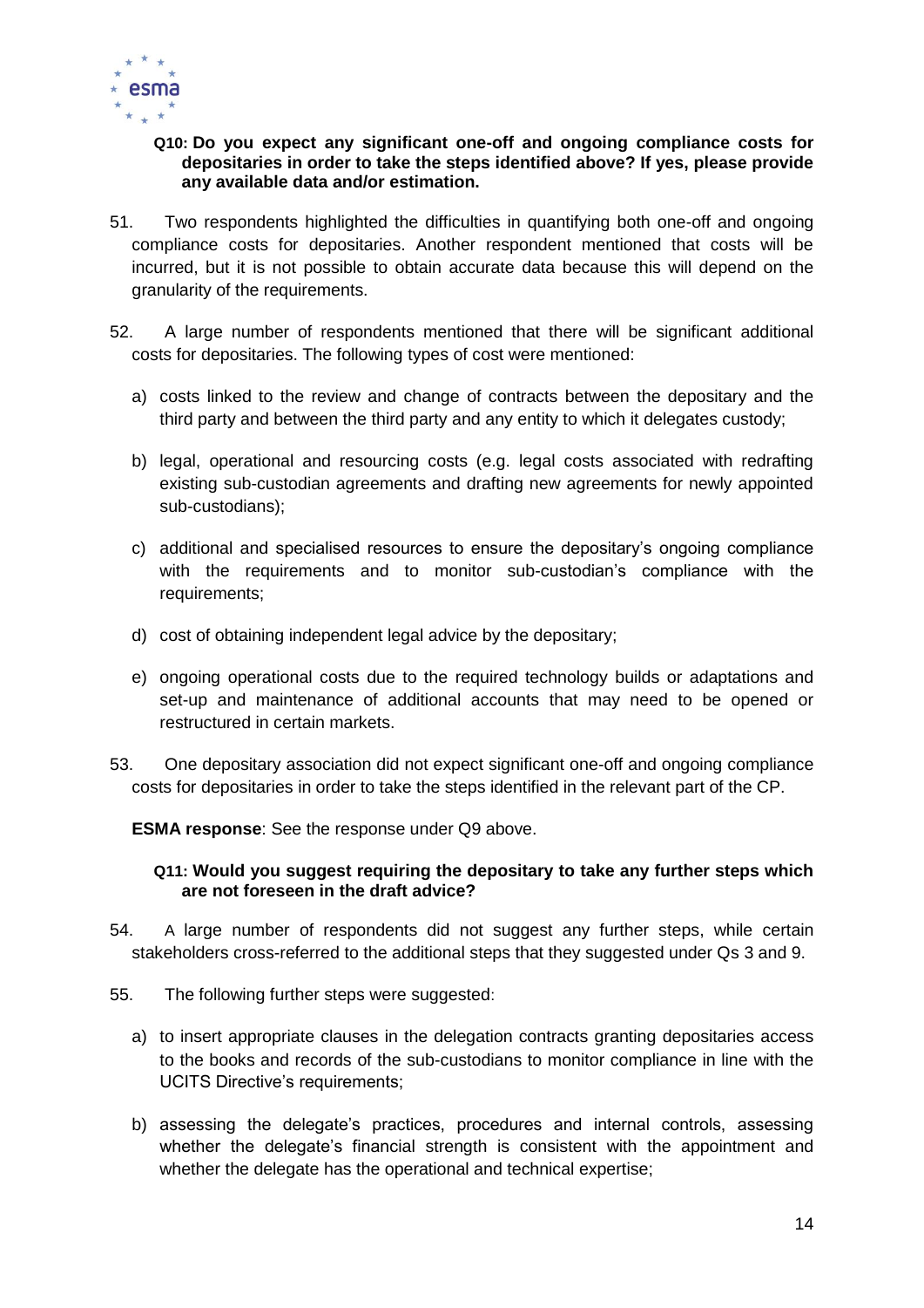**Q10: Do you expect any significant one-off and ongoing compliance costs for depositaries in order to take the steps identified above? If yes, please provide any available data and/or estimation.**

51. Two respondents highlighted the difficulties in quantifying both one-off and ongoing compliance costs for depositaries. Another respondent mentioned that costs will be incurred, but it is not possible to obtain accurate data because this will depend on the granularity of the requirements.

52. A large number of respondents mentioned that there will be significant additional costs for depositaries. The following types of cost were mentioned:

   a) costs linked to the review and change of contracts between the depositary and the third party and between the third party and any entity to which it delegates custody;

   b) legal, operational and resourcing costs (e.g. legal costs associated with redrafting existing sub-custodian agreements and drafting new agreements for newly appointed sub-custodians);

   c) additional and specialised resources to ensure the depositary's ongoing compliance with the requirements and to monitor sub-custodian's compliance with the requirements;

   d) cost of obtaining independent legal advice by the depositary;

   e) ongoing operational costs due to the required technology builds or adaptations and set-up and maintenance of additional accounts that may need to be opened or restructured in certain markets.

53. One depositary association did not expect significant one-off and ongoing compliance costs for depositaries in order to take the steps identified in the relevant part of the CP.

**ESMA response**: See the response under Q9 above.

**Q11: Would you suggest requiring the depositary to take any further steps which are not foreseen in the draft advice?**

54. A large number of respondents did not suggest any further steps, while certain stakeholders cross-referred to the additional steps that they suggested under Qs 3 and 9.

55. The following further steps were suggested:

   a) to insert appropriate clauses in the delegation contracts granting depositaries access to the books and records of the sub-custodians to monitor compliance in line with the UCITS Directive's requirements;

   b) assessing the delegate's practices, procedures and internal controls, assessing whether the delegate's financial strength is consistent with the appointment and whether the delegate has the operational and technical expertise;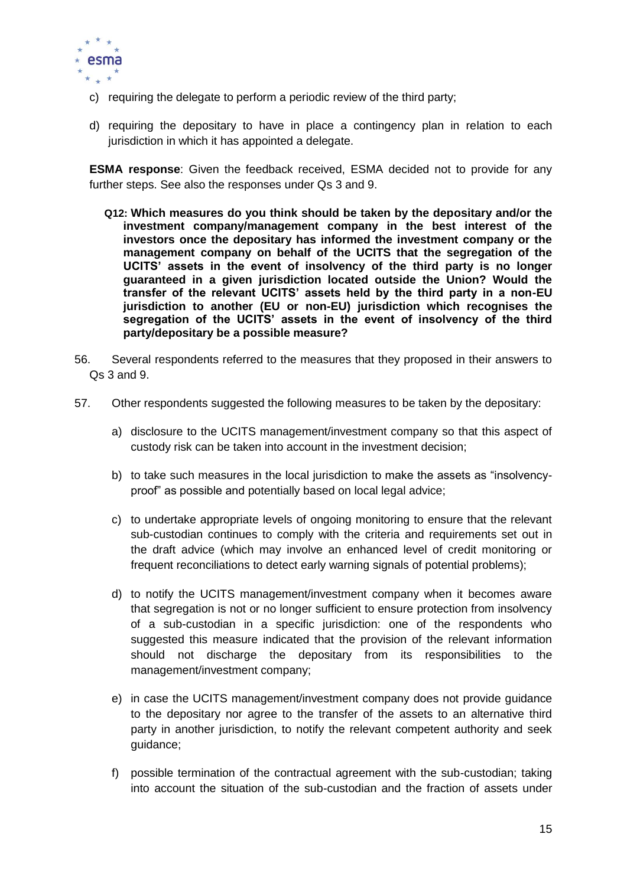c) requiring the delegate to perform a periodic review of the third party;

d) requiring the depositary to have in place a contingency plan in relation to each jurisdiction in which it has appointed a delegate.

**ESMA response**: Given the feedback received, ESMA decided not to provide for any further steps. See also the responses under Qs 3 and 9.

**Q12: Which measures do you think should be taken by the depositary and/or the investment company/management company in the best interest of the investors once the depositary has informed the investment company or the management company on behalf of the UCITS that the segregation of the UCITS' assets in the event of insolvency of the third party is no longer guaranteed in a given jurisdiction located outside the Union? Would the transfer of the relevant UCITS' assets held by the third party in a non-EU jurisdiction to another (EU or non-EU) jurisdiction which recognises the segregation of the UCITS' assets in the event of insolvency of the third party/depositary be a possible measure?**

56. Several respondents referred to the measures that they proposed in their answers to Qs 3 and 9.

57. Other respondents suggested the following measures to be taken by the depositary:

a) disclosure to the UCITS management/investment company so that this aspect of custody risk can be taken into account in the investment decision;

b) to take such measures in the local jurisdiction to make the assets as "insolvency-proof" as possible and potentially based on local legal advice;

c) to undertake appropriate levels of ongoing monitoring to ensure that the relevant sub-custodian continues to comply with the criteria and requirements set out in the draft advice (which may involve an enhanced level of credit monitoring or frequent reconciliations to detect early warning signals of potential problems);

d) to notify the UCITS management/investment company when it becomes aware that segregation is not or no longer sufficient to ensure protection from insolvency of a sub-custodian in a specific jurisdiction: one of the respondents who suggested this measure indicated that the provision of the relevant information should not discharge the depositary from its responsibilities to the management/investment company;

e) in case the UCITS management/investment company does not provide guidance to the depositary nor agree to the transfer of the assets to an alternative third party in another jurisdiction, to notify the relevant competent authority and seek guidance;

f) possible termination of the contractual agreement with the sub-custodian; taking into account the situation of the sub-custodian and the fraction of assets under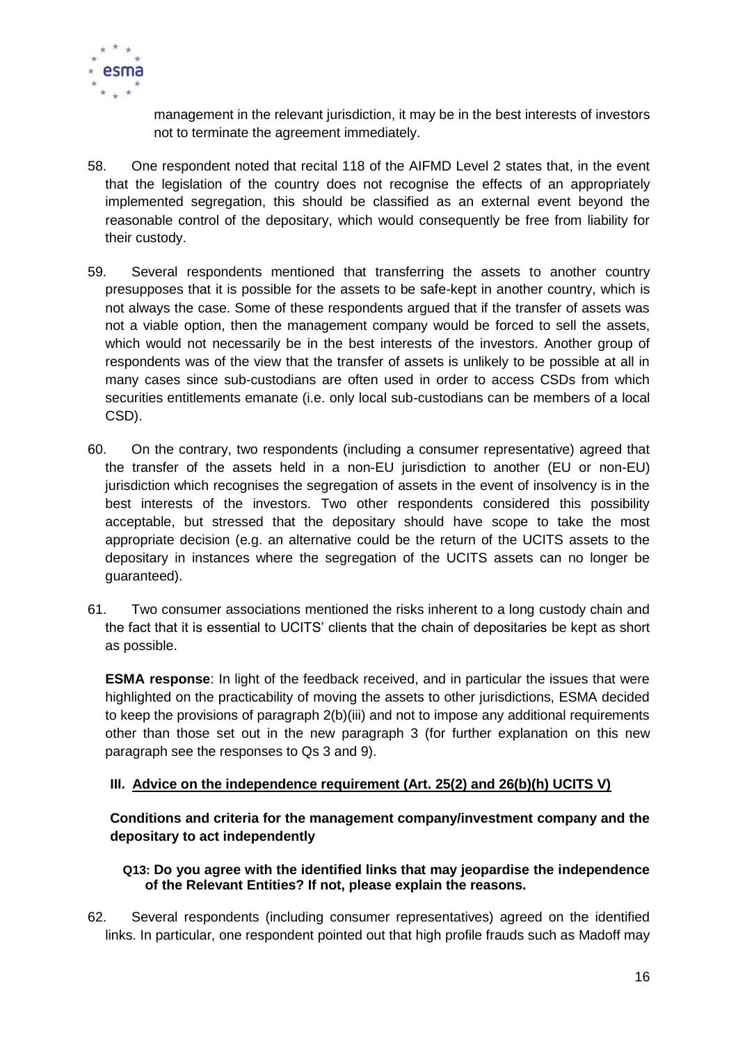management in the relevant jurisdiction, it may be in the best interests of investors not to terminate the agreement immediately.

58. One respondent noted that recital 118 of the AIFMD Level 2 states that, in the event that the legislation of the country does not recognise the effects of an appropriately implemented segregation, this should be classified as an external event beyond the reasonable control of the depositary, which would consequently be free from liability for their custody.

59. Several respondents mentioned that transferring the assets to another country presupposes that it is possible for the assets to be safe-kept in another country, which is not always the case. Some of these respondents argued that if the transfer of assets was not a viable option, then the management company would be forced to sell the assets, which would not necessarily be in the best interests of the investors. Another group of respondents was of the view that the transfer of assets is unlikely to be possible at all in many cases since sub-custodians are often used in order to access CSDs from which securities entitlements emanate (i.e. only local sub-custodians can be members of a local CSD).

60. On the contrary, two respondents (including a consumer representative) agreed that the transfer of the assets held in a non-EU jurisdiction to another (EU or non-EU) jurisdiction which recognises the segregation of assets in the event of insolvency is in the best interests of the investors. Two other respondents considered this possibility acceptable, but stressed that the depositary should have scope to take the most appropriate decision (e.g. an alternative could be the return of the UCITS assets to the depositary in instances where the segregation of the UCITS assets can no longer be guaranteed).

61. Two consumer associations mentioned the risks inherent to a long custody chain and the fact that it is essential to UCITS' clients that the chain of depositaries be kept as short as possible.

**ESMA response**: In light of the feedback received, and in particular the issues that were highlighted on the practicability of moving the assets to other jurisdictions, ESMA decided to keep the provisions of paragraph 2(b)(iii) and not to impose any additional requirements other than those set out in the new paragraph 3 (for further explanation on this new paragraph see the responses to Qs 3 and 9).

## III. Advice on the independence requirement (Art. 25(2) and 26(b)(h) UCITS V)

### Conditions and criteria for the management company/investment company and the depositary to act independently

#### Q13: Do you agree with the identified links that may jeopardise the independence of the Relevant Entities? If not, please explain the reasons.

62. Several respondents (including consumer representatives) agreed on the identified links. In particular, one respondent pointed out that high profile frauds such as Madoff may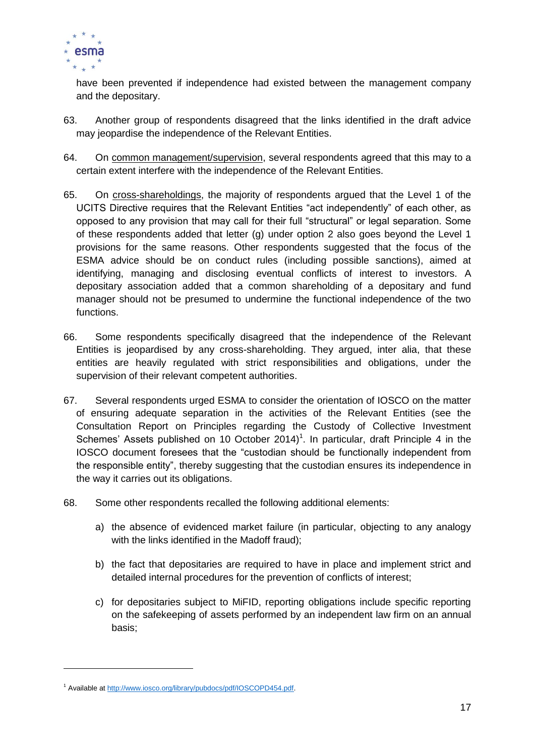have been prevented if independence had existed between the management company and the depositary.

63. Another group of respondents disagreed that the links identified in the draft advice may jeopardise the independence of the Relevant Entities.

64. On <u>common management/supervision</u>, several respondents agreed that this may to a certain extent interfere with the independence of the Relevant Entities.

65. On <u>cross-shareholdings</u>, the majority of respondents argued that the Level 1 of the UCITS Directive requires that the Relevant Entities "act independently" of each other, as opposed to any provision that may call for their full "structural" or legal separation. Some of these respondents added that letter (g) under option 2 also goes beyond the Level 1 provisions for the same reasons. Other respondents suggested that the focus of the ESMA advice should be on conduct rules (including possible sanctions), aimed at identifying, managing and disclosing eventual conflicts of interest to investors. A depositary association added that a common shareholding of a depositary and fund manager should not be presumed to undermine the functional independence of the two functions.

66. Some respondents specifically disagreed that the independence of the Relevant Entities is jeopardised by any cross-shareholding. They argued, inter alia, that these entities are heavily regulated with strict responsibilities and obligations, under the supervision of their relevant competent authorities.

67. Several respondents urged ESMA to consider the orientation of IOSCO on the matter of ensuring adequate separation in the activities of the Relevant Entities (see the Consultation Report on Principles regarding the Custody of Collective Investment Schemes' Assets published on 10 October 2014)[1]. In particular, draft Principle 4 in the IOSCO document foresees that the "custodian should be functionally independent from the responsible entity", thereby suggesting that the custodian ensures its independence in the way it carries out its obligations.

68. Some other respondents recalled the following additional elements:

   a) the absence of evidenced market failure (in particular, objecting to any analogy with the links identified in the Madoff fraud);

   b) the fact that depositaries are required to have in place and implement strict and detailed internal procedures for the prevention of conflicts of interest;

   c) for depositaries subject to MiFID, reporting obligations include specific reporting on the safekeeping of assets performed by an independent law firm on an annual basis;

[1] Available at http://www.iosco.org/library/pubdocs/pdf/IOSCOPD454.pdf.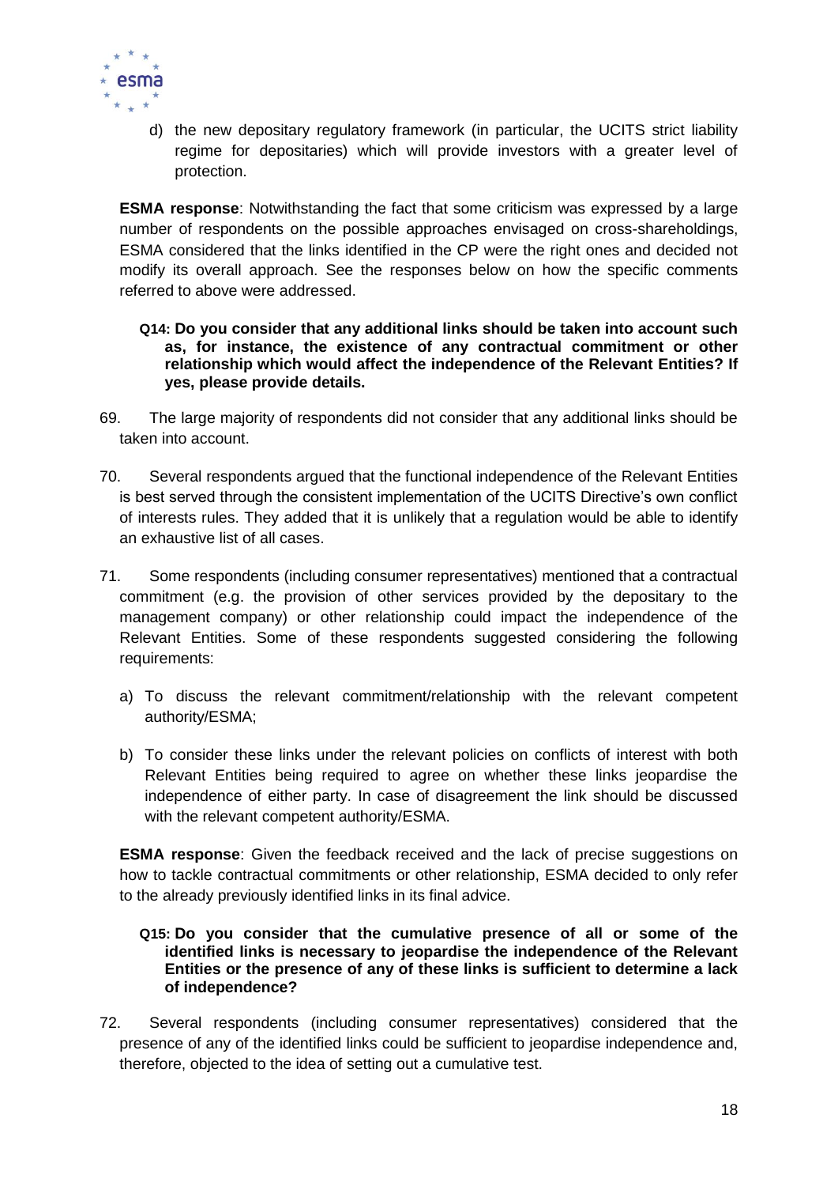d) the new depositary regulatory framework (in particular, the UCITS strict liability regime for depositaries) which will provide investors with a greater level of protection.

**ESMA response**: Notwithstanding the fact that some criticism was expressed by a large number of respondents on the possible approaches envisaged on cross-shareholdings, ESMA considered that the links identified in the CP were the right ones and decided not modify its overall approach. See the responses below on how the specific comments referred to above were addressed.

**Q14: Do you consider that any additional links should be taken into account such as, for instance, the existence of any contractual commitment or other relationship which would affect the independence of the Relevant Entities? If yes, please provide details.**

69. The large majority of respondents did not consider that any additional links should be taken into account.

70. Several respondents argued that the functional independence of the Relevant Entities is best served through the consistent implementation of the UCITS Directive's own conflict of interests rules. They added that it is unlikely that a regulation would be able to identify an exhaustive list of all cases.

71. Some respondents (including consumer representatives) mentioned that a contractual commitment (e.g. the provision of other services provided by the depositary to the management company) or other relationship could impact the independence of the Relevant Entities. Some of these respondents suggested considering the following requirements:

a) To discuss the relevant commitment/relationship with the relevant competent authority/ESMA;

b) To consider these links under the relevant policies on conflicts of interest with both Relevant Entities being required to agree on whether these links jeopardise the independence of either party. In case of disagreement the link should be discussed with the relevant competent authority/ESMA.

**ESMA response**: Given the feedback received and the lack of precise suggestions on how to tackle contractual commitments or other relationship, ESMA decided to only refer to the already previously identified links in its final advice.

**Q15: Do you consider that the cumulative presence of all or some of the identified links is necessary to jeopardise the independence of the Relevant Entities or the presence of any of these links is sufficient to determine a lack of independence?**

72. Several respondents (including consumer representatives) considered that the presence of any of the identified links could be sufficient to jeopardise independence and, therefore, objected to the idea of setting out a cumulative test.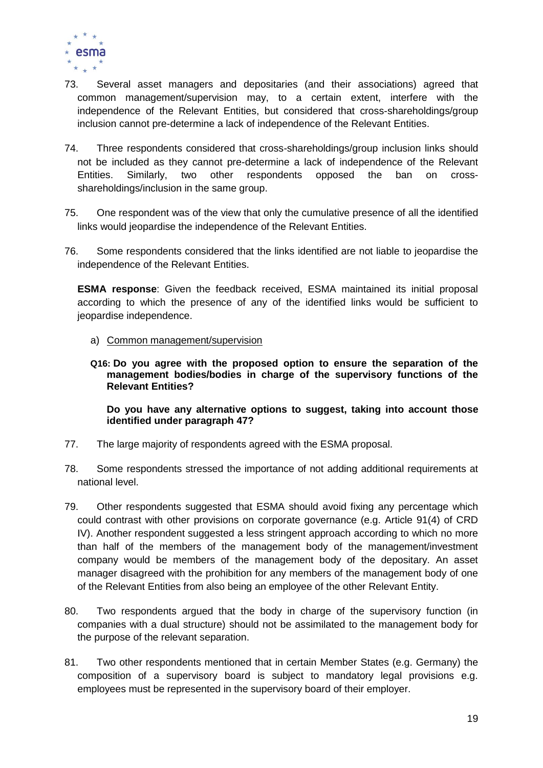73. Several asset managers and depositaries (and their associations) agreed that common management/supervision may, to a certain extent, interfere with the independence of the Relevant Entities, but considered that cross-shareholdings/group inclusion cannot pre-determine a lack of independence of the Relevant Entities.

74. Three respondents considered that cross-shareholdings/group inclusion links should not be included as they cannot pre-determine a lack of independence of the Relevant Entities. Similarly, two other respondents opposed the ban on cross-shareholdings/inclusion in the same group.

75. One respondent was of the view that only the cumulative presence of all the identified links would jeopardise the independence of the Relevant Entities.

76. Some respondents considered that the links identified are not liable to jeopardise the independence of the Relevant Entities.

**ESMA response**: Given the feedback received, ESMA maintained its initial proposal according to which the presence of any of the identified links would be sufficient to jeopardise independence.

a) Common management/supervision

**Q16: Do you agree with the proposed option to ensure the separation of the management bodies/bodies in charge of the supervisory functions of the Relevant Entities?**

**Do you have any alternative options to suggest, taking into account those identified under paragraph 47?**

77. The large majority of respondents agreed with the ESMA proposal.

78. Some respondents stressed the importance of not adding additional requirements at national level.

79. Other respondents suggested that ESMA should avoid fixing any percentage which could contrast with other provisions on corporate governance (e.g. Article 91(4) of CRD IV). Another respondent suggested a less stringent approach according to which no more than half of the members of the management body of the management/investment company would be members of the management body of the depositary. An asset manager disagreed with the prohibition for any members of the management body of one of the Relevant Entities from also being an employee of the other Relevant Entity.

80. Two respondents argued that the body in charge of the supervisory function (in companies with a dual structure) should not be assimilated to the management body for the purpose of the relevant separation.

81. Two other respondents mentioned that in certain Member States (e.g. Germany) the composition of a supervisory board is subject to mandatory legal provisions e.g. employees must be represented in the supervisory board of their employer.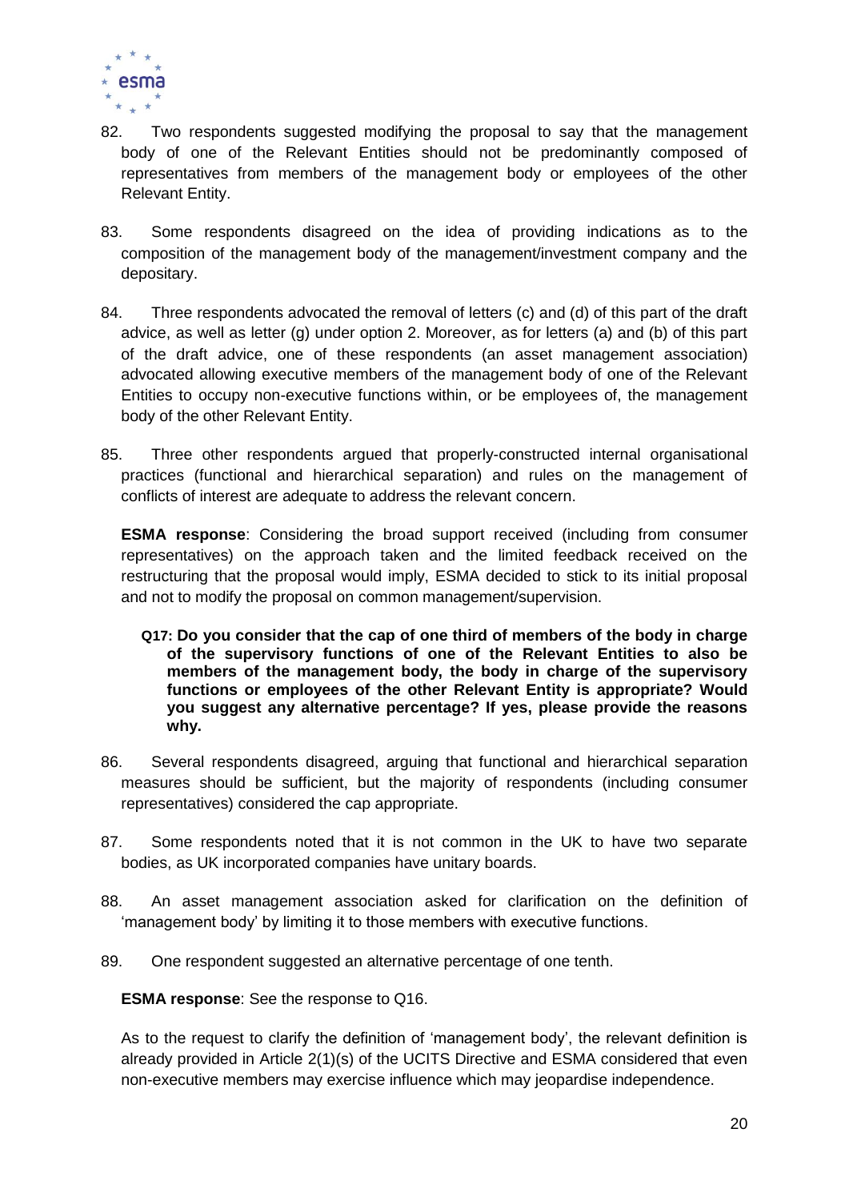82. Two respondents suggested modifying the proposal to say that the management body of one of the Relevant Entities should not be predominantly composed of representatives from members of the management body or employees of the other Relevant Entity.

83. Some respondents disagreed on the idea of providing indications as to the composition of the management body of the management/investment company and the depositary.

84. Three respondents advocated the removal of letters (c) and (d) of this part of the draft advice, as well as letter (g) under option 2. Moreover, as for letters (a) and (b) of this part of the draft advice, one of these respondents (an asset management association) advocated allowing executive members of the management body of one of the Relevant Entities to occupy non-executive functions within, or be employees of, the management body of the other Relevant Entity.

85. Three other respondents argued that properly-constructed internal organisational practices (functional and hierarchical separation) and rules on the management of conflicts of interest are adequate to address the relevant concern.

**ESMA response**: Considering the broad support received (including from consumer representatives) on the approach taken and the limited feedback received on the restructuring that the proposal would imply, ESMA decided to stick to its initial proposal and not to modify the proposal on common management/supervision.

**Q17: Do you consider that the cap of one third of members of the body in charge of the supervisory functions of one of the Relevant Entities to also be members of the management body, the body in charge of the supervisory functions or employees of the other Relevant Entity is appropriate? Would you suggest any alternative percentage? If yes, please provide the reasons why.**

86. Several respondents disagreed, arguing that functional and hierarchical separation measures should be sufficient, but the majority of respondents (including consumer representatives) considered the cap appropriate.

87. Some respondents noted that it is not common in the UK to have two separate bodies, as UK incorporated companies have unitary boards.

88. An asset management association asked for clarification on the definition of 'management body' by limiting it to those members with executive functions.

89. One respondent suggested an alternative percentage of one tenth.

**ESMA response**: See the response to Q16.

As to the request to clarify the definition of 'management body', the relevant definition is already provided in Article 2(1)(s) of the UCITS Directive and ESMA considered that even non-executive members may exercise influence which may jeopardise independence.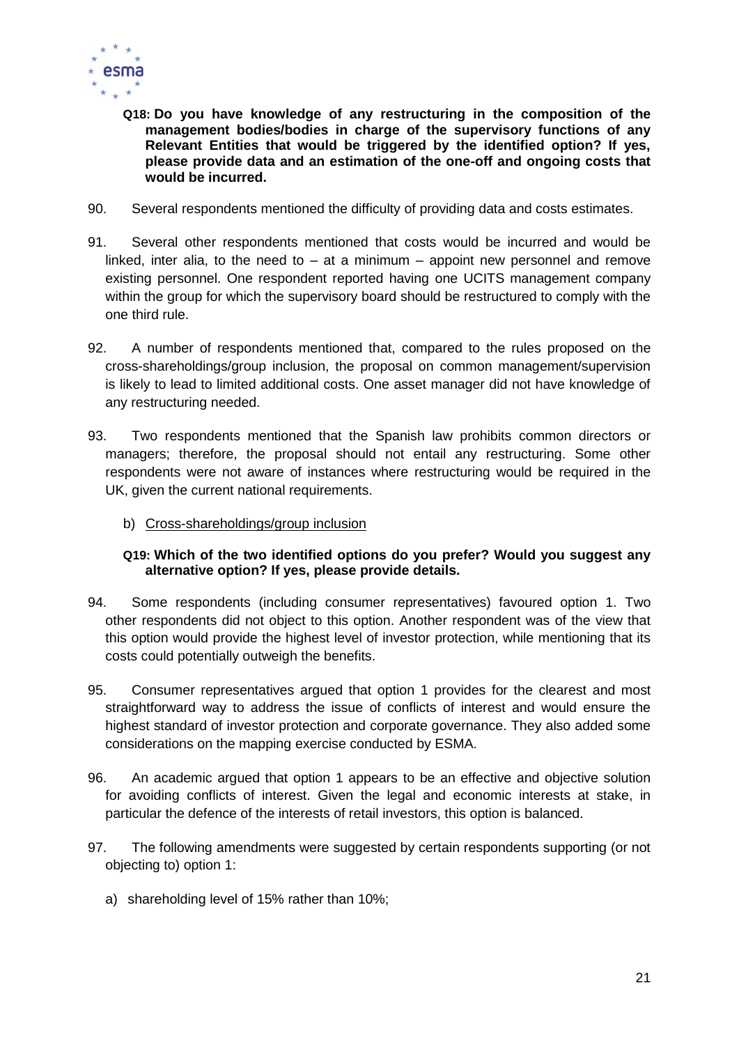**Q18: Do you have knowledge of any restructuring in the composition of the management bodies/bodies in charge of the supervisory functions of any Relevant Entities that would be triggered by the identified option? If yes, please provide data and an estimation of the one-off and ongoing costs that would be incurred.**

90. Several respondents mentioned the difficulty of providing data and costs estimates.

91. Several other respondents mentioned that costs would be incurred and would be linked, inter alia, to the need to – at a minimum – appoint new personnel and remove existing personnel. One respondent reported having one UCITS management company within the group for which the supervisory board should be restructured to comply with the one third rule.

92. A number of respondents mentioned that, compared to the rules proposed on the cross-shareholdings/group inclusion, the proposal on common management/supervision is likely to lead to limited additional costs. One asset manager did not have knowledge of any restructuring needed.

93. Two respondents mentioned that the Spanish law prohibits common directors or managers; therefore, the proposal should not entail any restructuring. Some other respondents were not aware of instances where restructuring would be required in the UK, given the current national requirements.

b) <u>Cross-shareholdings/group inclusion</u>

**Q19: Which of the two identified options do you prefer? Would you suggest any alternative option? If yes, please provide details.**

94. Some respondents (including consumer representatives) favoured option 1. Two other respondents did not object to this option. Another respondent was of the view that this option would provide the highest level of investor protection, while mentioning that its costs could potentially outweigh the benefits.

95. Consumer representatives argued that option 1 provides for the clearest and most straightforward way to address the issue of conflicts of interest and would ensure the highest standard of investor protection and corporate governance. They also added some considerations on the mapping exercise conducted by ESMA.

96. An academic argued that option 1 appears to be an effective and objective solution for avoiding conflicts of interest. Given the legal and economic interests at stake, in particular the defence of the interests of retail investors, this option is balanced.

97. The following amendments were suggested by certain respondents supporting (or not objecting to) option 1:

a) shareholding level of 15% rather than 10%;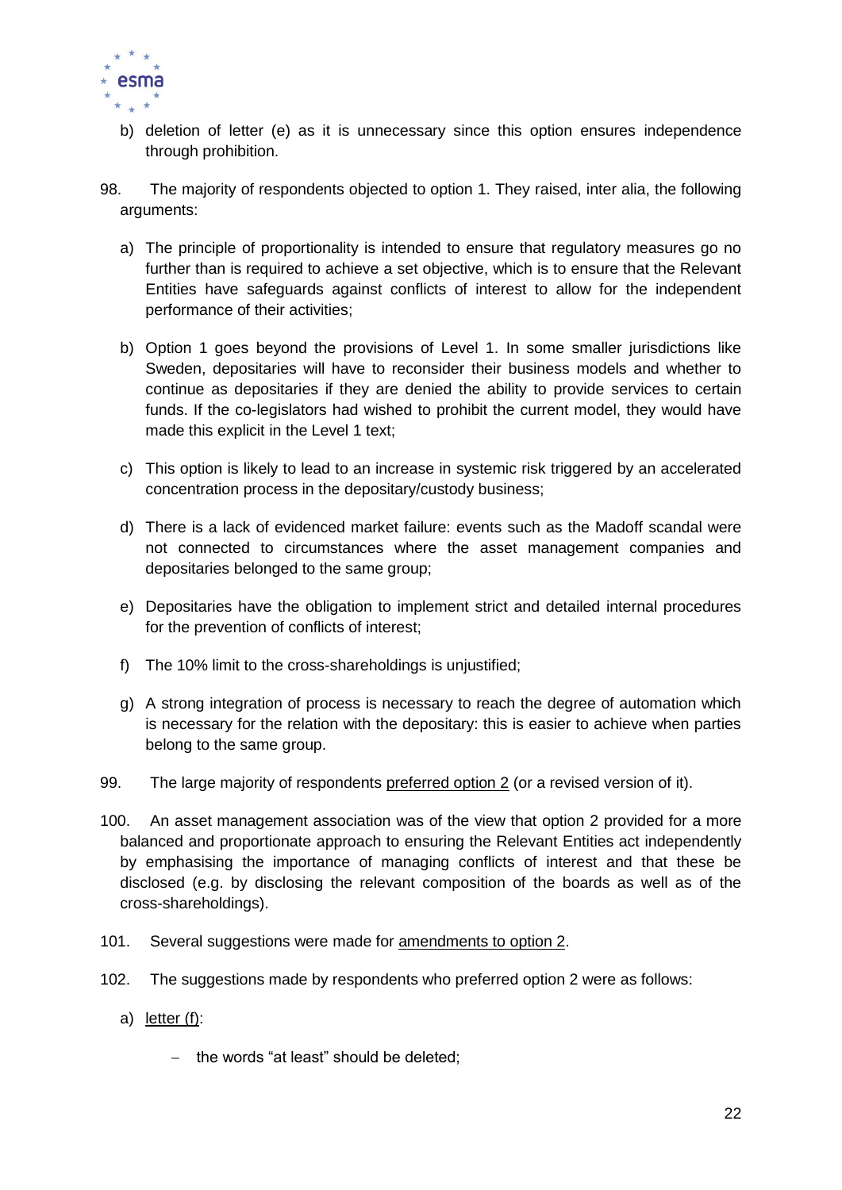b) deletion of letter (e) as it is unnecessary since this option ensures independence through prohibition.

98. The majority of respondents objected to option 1. They raised, inter alia, the following arguments:

   a) The principle of proportionality is intended to ensure that regulatory measures go no further than is required to achieve a set objective, which is to ensure that the Relevant Entities have safeguards against conflicts of interest to allow for the independent performance of their activities;

   b) Option 1 goes beyond the provisions of Level 1. In some smaller jurisdictions like Sweden, depositaries will have to reconsider their business models and whether to continue as depositaries if they are denied the ability to provide services to certain funds. If the co-legislators had wished to prohibit the current model, they would have made this explicit in the Level 1 text;

   c) This option is likely to lead to an increase in systemic risk triggered by an accelerated concentration process in the depositary/custody business;

   d) There is a lack of evidenced market failure: events such as the Madoff scandal were not connected to circumstances where the asset management companies and depositaries belonged to the same group;

   e) Depositaries have the obligation to implement strict and detailed internal procedures for the prevention of conflicts of interest;

   f) The 10% limit to the cross-shareholdings is unjustified;

   g) A strong integration of process is necessary to reach the degree of automation which is necessary for the relation with the depositary: this is easier to achieve when parties belong to the same group.

99. The large majority of respondents preferred option 2 (or a revised version of it).

100. An asset management association was of the view that option 2 provided for a more balanced and proportionate approach to ensuring the Relevant Entities act independently by emphasising the importance of managing conflicts of interest and that these be disclosed (e.g. by disclosing the relevant composition of the boards as well as of the cross-shareholdings).

101. Several suggestions were made for amendments to option 2.

102. The suggestions made by respondents who preferred option 2 were as follows:

   a) letter (f):

      – the words "at least" should be deleted;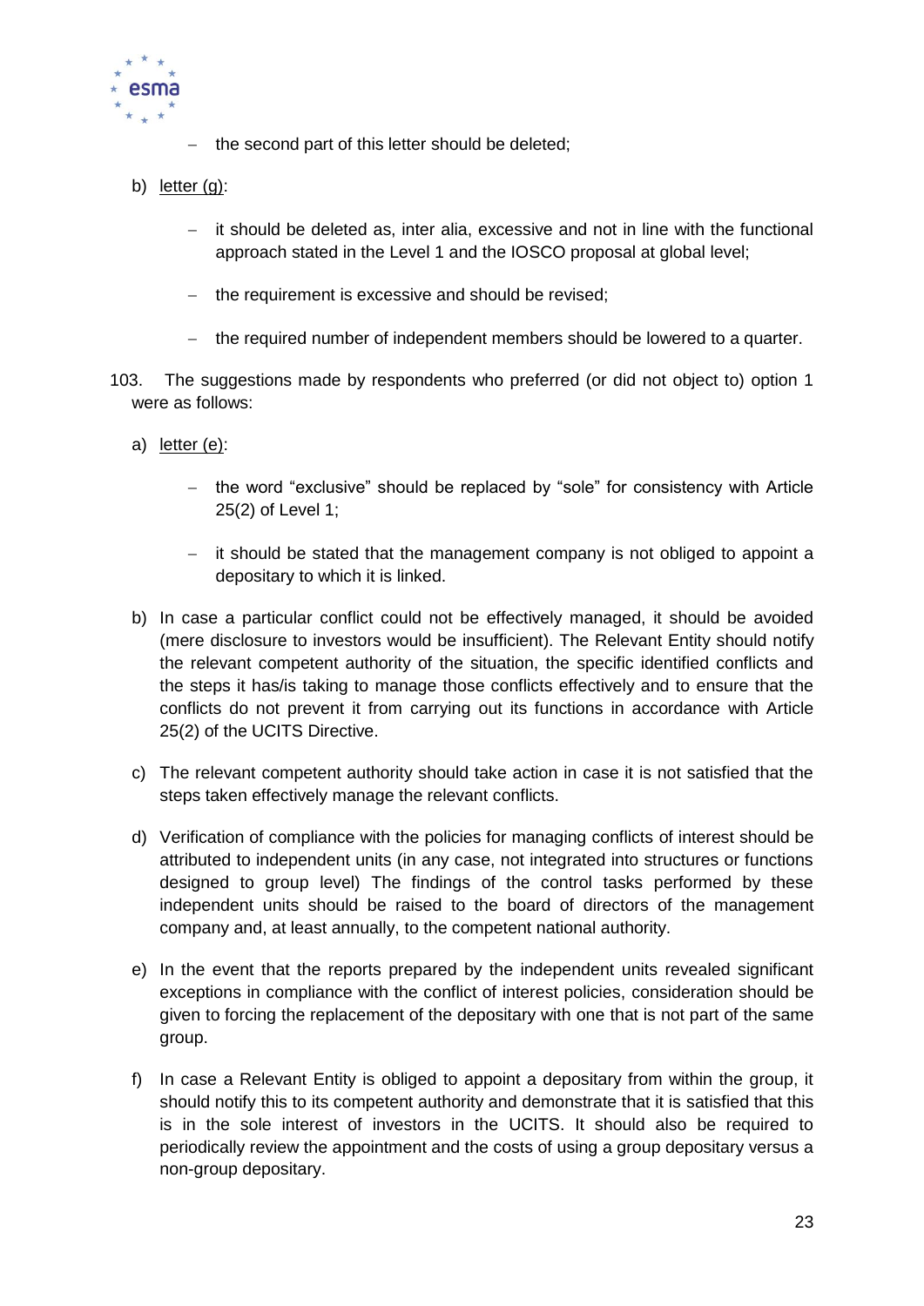– the second part of this letter should be deleted;

b) letter (g):

   – it should be deleted as, inter alia, excessive and not in line with the functional approach stated in the Level 1 and the IOSCO proposal at global level;

   – the requirement is excessive and should be revised;

   – the required number of independent members should be lowered to a quarter.

103. The suggestions made by respondents who preferred (or did not object to) option 1 were as follows:

a) letter (e):

   – the word "exclusive" should be replaced by "sole" for consistency with Article 25(2) of Level 1;

   – it should be stated that the management company is not obliged to appoint a depositary to which it is linked.

b) In case a particular conflict could not be effectively managed, it should be avoided (mere disclosure to investors would be insufficient). The Relevant Entity should notify the relevant competent authority of the situation, the specific identified conflicts and the steps it has/is taking to manage those conflicts effectively and to ensure that the conflicts do not prevent it from carrying out its functions in accordance with Article 25(2) of the UCITS Directive.

c) The relevant competent authority should take action in case it is not satisfied that the steps taken effectively manage the relevant conflicts.

d) Verification of compliance with the policies for managing conflicts of interest should be attributed to independent units (in any case, not integrated into structures or functions designed to group level) The findings of the control tasks performed by these independent units should be raised to the board of directors of the management company and, at least annually, to the competent national authority.

e) In the event that the reports prepared by the independent units revealed significant exceptions in compliance with the conflict of interest policies, consideration should be given to forcing the replacement of the depositary with one that is not part of the same group.

f) In case a Relevant Entity is obliged to appoint a depositary from within the group, it should notify this to its competent authority and demonstrate that it is satisfied that this is in the sole interest of investors in the UCITS. It should also be required to periodically review the appointment and the costs of using a group depositary versus a non-group depositary.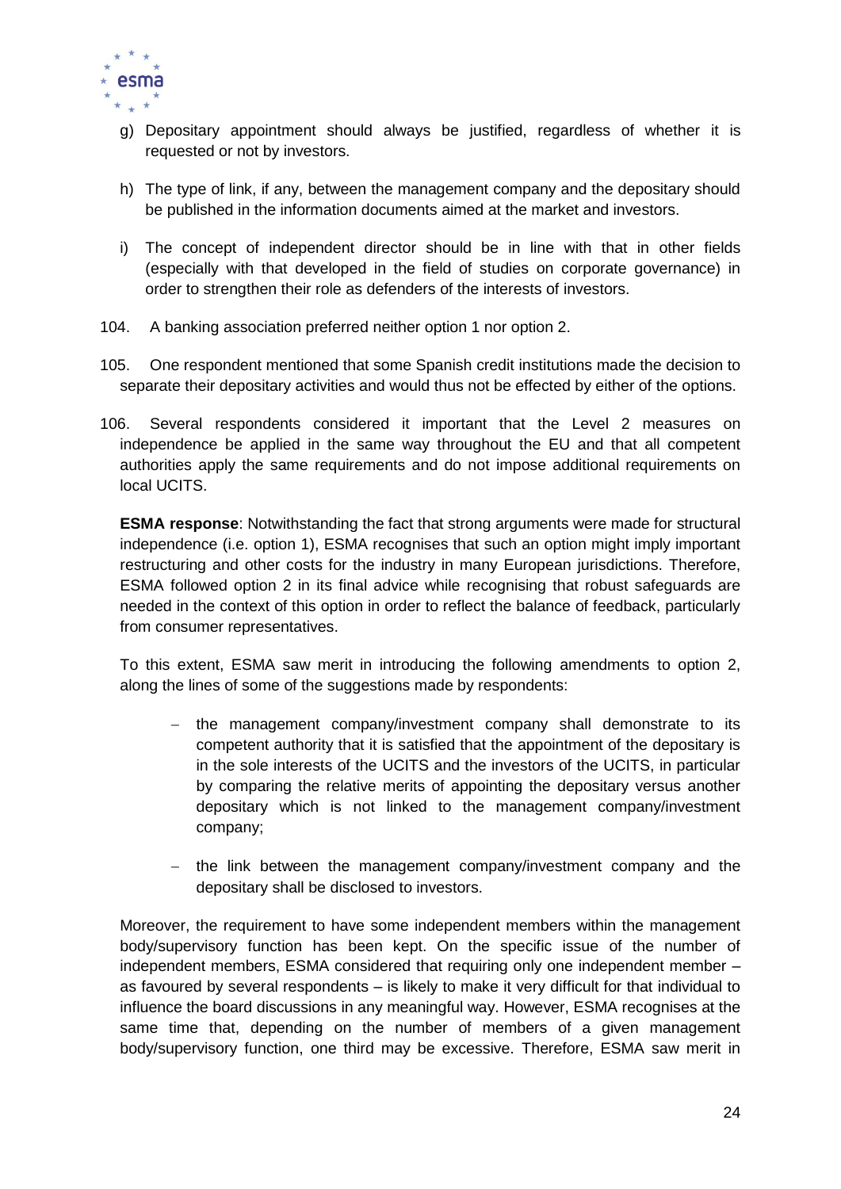g) Depositary appointment should always be justified, regardless of whether it is requested or not by investors.

h) The type of link, if any, between the management company and the depositary should be published in the information documents aimed at the market and investors.

i) The concept of independent director should be in line with that in other fields (especially with that developed in the field of studies on corporate governance) in order to strengthen their role as defenders of the interests of investors.

104. A banking association preferred neither option 1 nor option 2.

105. One respondent mentioned that some Spanish credit institutions made the decision to separate their depositary activities and would thus not be effected by either of the options.

106. Several respondents considered it important that the Level 2 measures on independence be applied in the same way throughout the EU and that all competent authorities apply the same requirements and do not impose additional requirements on local UCITS.

**ESMA response**: Notwithstanding the fact that strong arguments were made for structural independence (i.e. option 1), ESMA recognises that such an option might imply important restructuring and other costs for the industry in many European jurisdictions. Therefore, ESMA followed option 2 in its final advice while recognising that robust safeguards are needed in the context of this option in order to reflect the balance of feedback, particularly from consumer representatives.

To this extent, ESMA saw merit in introducing the following amendments to option 2, along the lines of some of the suggestions made by respondents:

- the management company/investment company shall demonstrate to its competent authority that it is satisfied that the appointment of the depositary is in the sole interests of the UCITS and the investors of the UCITS, in particular by comparing the relative merits of appointing the depositary versus another depositary which is not linked to the management company/investment company;

- the link between the management company/investment company and the depositary shall be disclosed to investors.

Moreover, the requirement to have some independent members within the management body/supervisory function has been kept. On the specific issue of the number of independent members, ESMA considered that requiring only one independent member – as favoured by several respondents – is likely to make it very difficult for that individual to influence the board discussions in any meaningful way. However, ESMA recognises at the same time that, depending on the number of members of a given management body/supervisory function, one third may be excessive. Therefore, ESMA saw merit in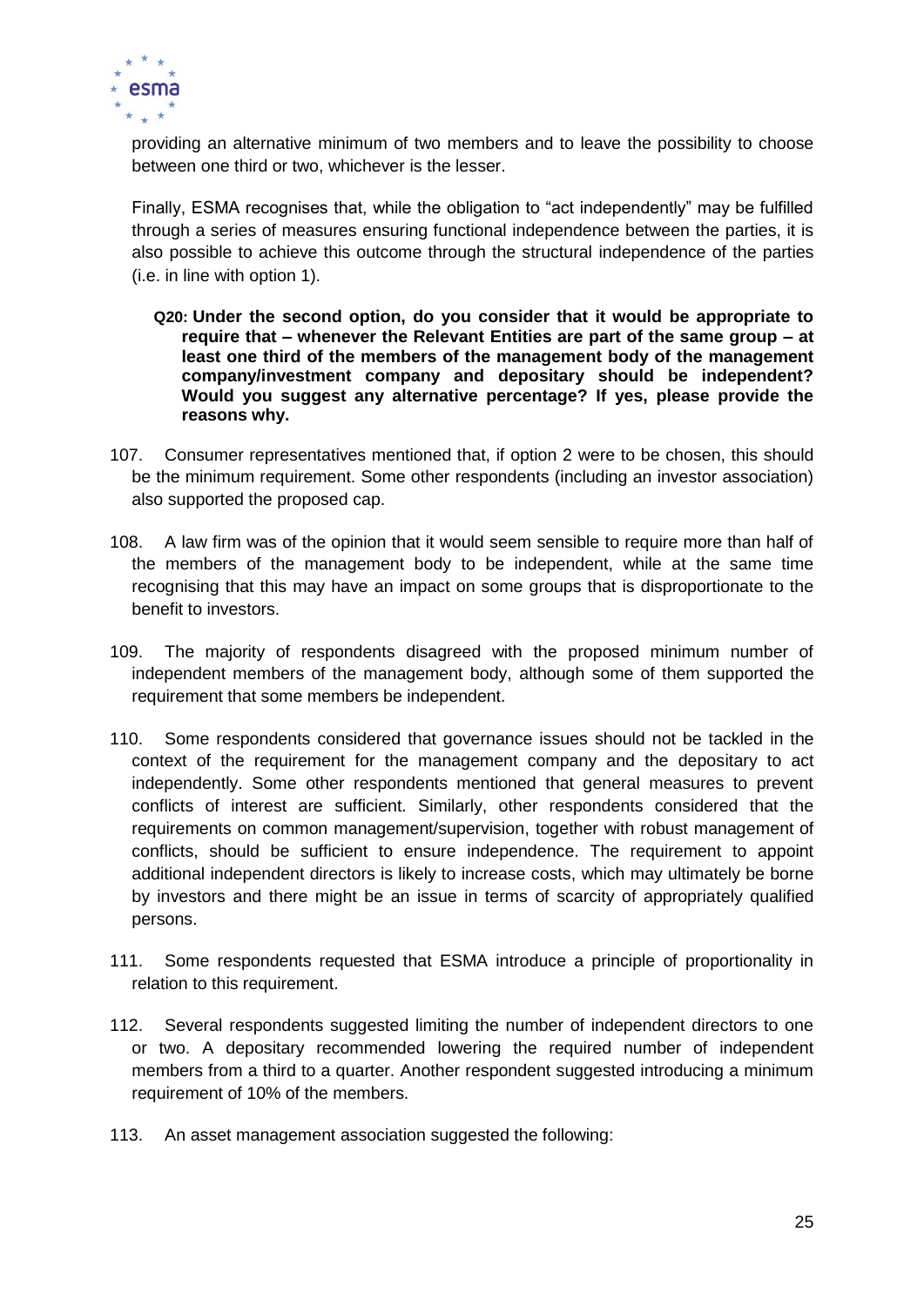providing an alternative minimum of two members and to leave the possibility to choose between one third or two, whichever is the lesser.

Finally, ESMA recognises that, while the obligation to "act independently" may be fulfilled through a series of measures ensuring functional independence between the parties, it is also possible to achieve this outcome through the structural independence of the parties (i.e. in line with option 1).

**Q20: Under the second option, do you consider that it would be appropriate to require that – whenever the Relevant Entities are part of the same group – at least one third of the members of the management body of the management company/investment company and depositary should be independent? Would you suggest any alternative percentage? If yes, please provide the reasons why.**

107. Consumer representatives mentioned that, if option 2 were to be chosen, this should be the minimum requirement. Some other respondents (including an investor association) also supported the proposed cap.

108. A law firm was of the opinion that it would seem sensible to require more than half of the members of the management body to be independent, while at the same time recognising that this may have an impact on some groups that is disproportionate to the benefit to investors.

109. The majority of respondents disagreed with the proposed minimum number of independent members of the management body, although some of them supported the requirement that some members be independent.

110. Some respondents considered that governance issues should not be tackled in the context of the requirement for the management company and the depositary to act independently. Some other respondents mentioned that general measures to prevent conflicts of interest are sufficient. Similarly, other respondents considered that the requirements on common management/supervision, together with robust management of conflicts, should be sufficient to ensure independence. The requirement to appoint additional independent directors is likely to increase costs, which may ultimately be borne by investors and there might be an issue in terms of scarcity of appropriately qualified persons.

111. Some respondents requested that ESMA introduce a principle of proportionality in relation to this requirement.

112. Several respondents suggested limiting the number of independent directors to one or two. A depositary recommended lowering the required number of independent members from a third to a quarter. Another respondent suggested introducing a minimum requirement of 10% of the members.

113. An asset management association suggested the following: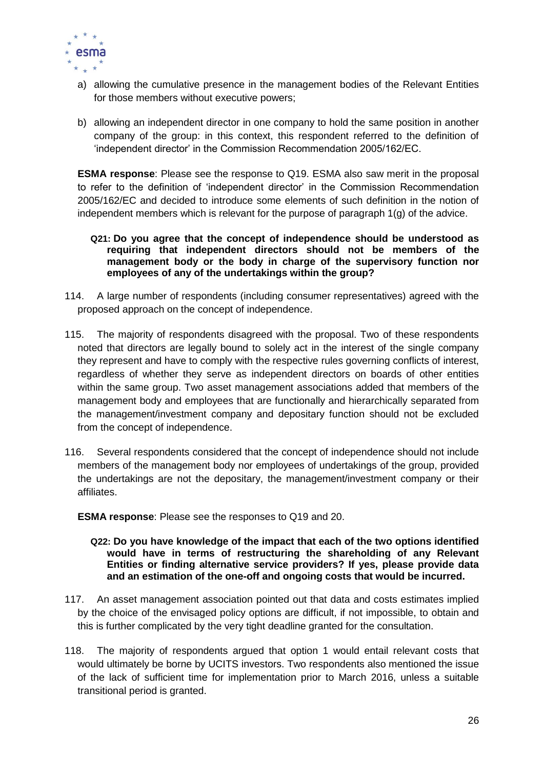a) allowing the cumulative presence in the management bodies of the Relevant Entities for those members without executive powers;

b) allowing an independent director in one company to hold the same position in another company of the group: in this context, this respondent referred to the definition of 'independent director' in the Commission Recommendation 2005/162/EC.

**ESMA response**: Please see the response to Q19. ESMA also saw merit in the proposal to refer to the definition of 'independent director' in the Commission Recommendation 2005/162/EC and decided to introduce some elements of such definition in the notion of independent members which is relevant for the purpose of paragraph 1(g) of the advice.

**Q21: Do you agree that the concept of independence should be understood as requiring that independent directors should not be members of the management body or the body in charge of the supervisory function nor employees of any of the undertakings within the group?**

114. A large number of respondents (including consumer representatives) agreed with the proposed approach on the concept of independence.

115. The majority of respondents disagreed with the proposal. Two of these respondents noted that directors are legally bound to solely act in the interest of the single company they represent and have to comply with the respective rules governing conflicts of interest, regardless of whether they serve as independent directors on boards of other entities within the same group. Two asset management associations added that members of the management body and employees that are functionally and hierarchically separated from the management/investment company and depositary function should not be excluded from the concept of independence.

116. Several respondents considered that the concept of independence should not include members of the management body nor employees of undertakings of the group, provided the undertakings are not the depositary, the management/investment company or their affiliates.

**ESMA response**: Please see the responses to Q19 and 20.

**Q22: Do you have knowledge of the impact that each of the two options identified would have in terms of restructuring the shareholding of any Relevant Entities or finding alternative service providers? If yes, please provide data and an estimation of the one-off and ongoing costs that would be incurred.**

117. An asset management association pointed out that data and costs estimates implied by the choice of the envisaged policy options are difficult, if not impossible, to obtain and this is further complicated by the very tight deadline granted for the consultation.

118. The majority of respondents argued that option 1 would entail relevant costs that would ultimately be borne by UCITS investors. Two respondents also mentioned the issue of the lack of sufficient time for implementation prior to March 2016, unless a suitable transitional period is granted.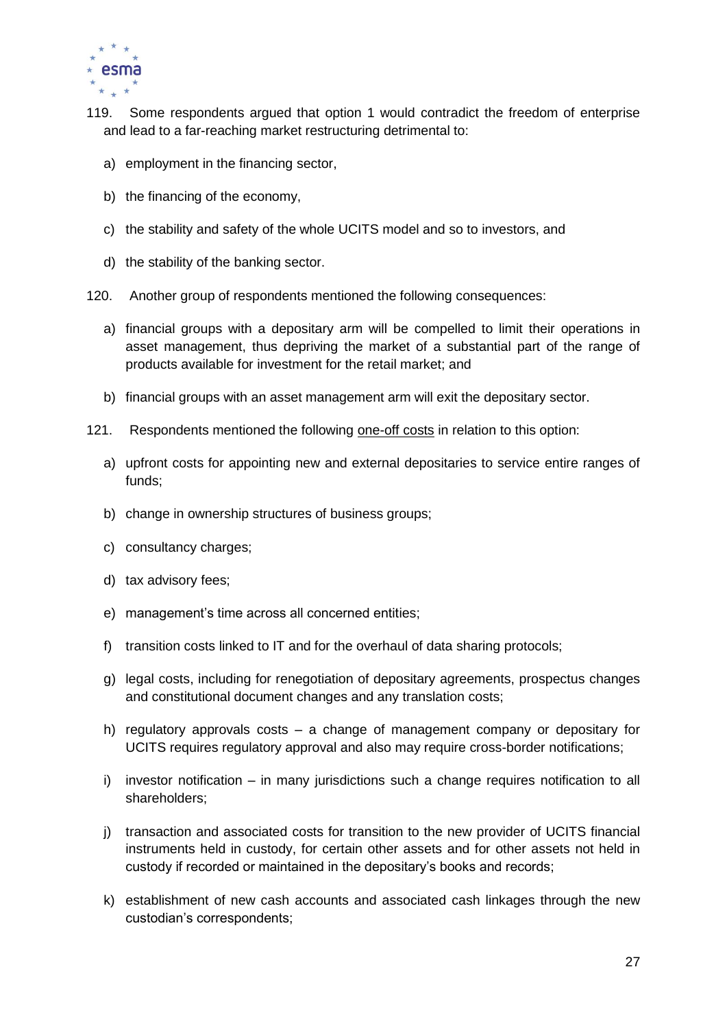119. Some respondents argued that option 1 would contradict the freedom of enterprise and lead to a far-reaching market restructuring detrimental to:

   a) employment in the financing sector,

   b) the financing of the economy,

   c) the stability and safety of the whole UCITS model and so to investors, and

   d) the stability of the banking sector.

120. Another group of respondents mentioned the following consequences:

   a) financial groups with a depositary arm will be compelled to limit their operations in asset management, thus depriving the market of a substantial part of the range of products available for investment for the retail market; and

   b) financial groups with an asset management arm will exit the depositary sector.

121. Respondents mentioned the following <u>one-off costs</u> in relation to this option:

   a) upfront costs for appointing new and external depositaries to service entire ranges of funds;

   b) change in ownership structures of business groups;

   c) consultancy charges;

   d) tax advisory fees;

   e) management's time across all concerned entities;

   f) transition costs linked to IT and for the overhaul of data sharing protocols;

   g) legal costs, including for renegotiation of depositary agreements, prospectus changes and constitutional document changes and any translation costs;

   h) regulatory approvals costs – a change of management company or depositary for UCITS requires regulatory approval and also may require cross-border notifications;

   i) investor notification – in many jurisdictions such a change requires notification to all shareholders;

   j) transaction and associated costs for transition to the new provider of UCITS financial instruments held in custody, for certain other assets and for other assets not held in custody if recorded or maintained in the depositary's books and records;

   k) establishment of new cash accounts and associated cash linkages through the new custodian's correspondents;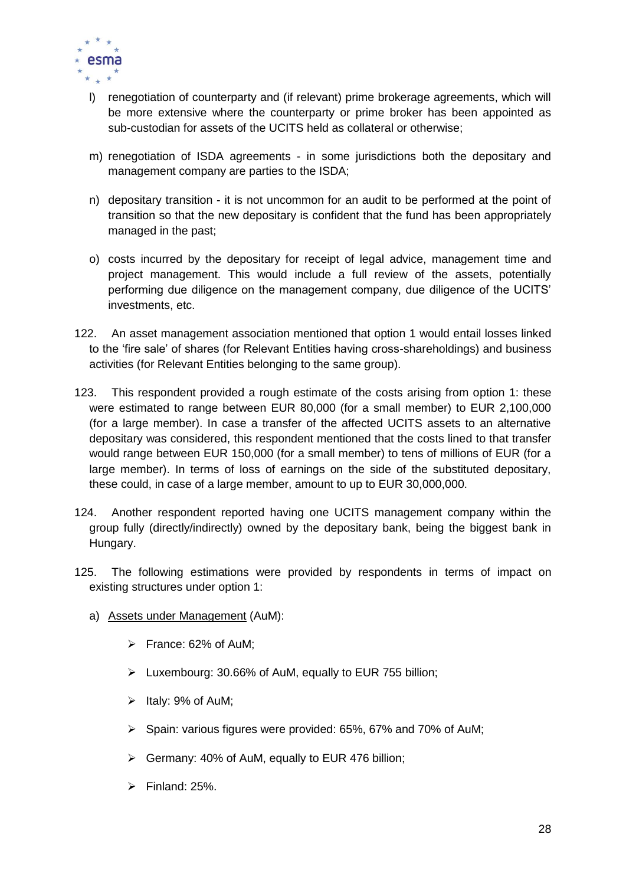l) renegotiation of counterparty and (if relevant) prime brokerage agreements, which will be more extensive where the counterparty or prime broker has been appointed as sub-custodian for assets of the UCITS held as collateral or otherwise;

m) renegotiation of ISDA agreements - in some jurisdictions both the depositary and management company are parties to the ISDA;

n) depositary transition - it is not uncommon for an audit to be performed at the point of transition so that the new depositary is confident that the fund has been appropriately managed in the past;

o) costs incurred by the depositary for receipt of legal advice, management time and project management. This would include a full review of the assets, potentially performing due diligence on the management company, due diligence of the UCITS' investments, etc.

122. An asset management association mentioned that option 1 would entail losses linked to the 'fire sale' of shares (for Relevant Entities having cross-shareholdings) and business activities (for Relevant Entities belonging to the same group).

123. This respondent provided a rough estimate of the costs arising from option 1: these were estimated to range between EUR 80,000 (for a small member) to EUR 2,100,000 (for a large member). In case a transfer of the affected UCITS assets to an alternative depositary was considered, this respondent mentioned that the costs lined to that transfer would range between EUR 150,000 (for a small member) to tens of millions of EUR (for a large member). In terms of loss of earnings on the side of the substituted depositary, these could, in case of a large member, amount to up to EUR 30,000,000.

124. Another respondent reported having one UCITS management company within the group fully (directly/indirectly) owned by the depositary bank, being the biggest bank in Hungary.

125. The following estimations were provided by respondents in terms of impact on existing structures under option 1:

a) Assets under Management (AuM):

- France: 62% of AuM;
- Luxembourg: 30.66% of AuM, equally to EUR 755 billion;
- Italy: 9% of AuM;
- Spain: various figures were provided: 65%, 67% and 70% of AuM;
- Germany: 40% of AuM, equally to EUR 476 billion;
- Finland: 25%.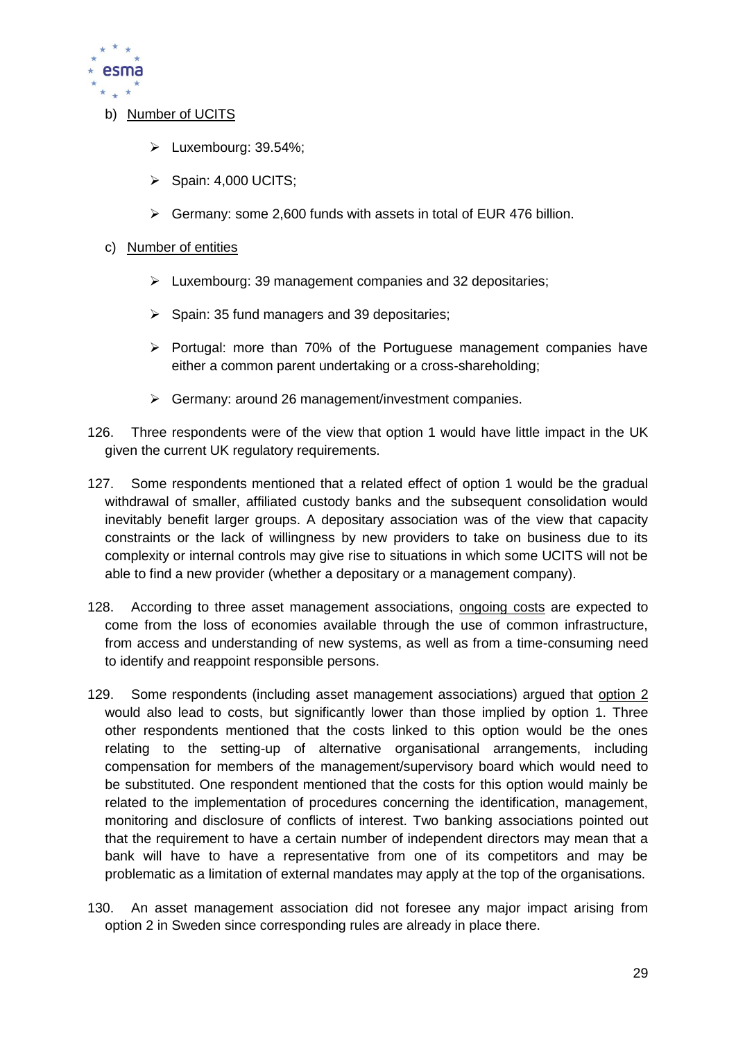b) <u>Number of UCITS</u>

- Luxembourg: 39.54%;
- Spain: 4,000 UCITS;
- Germany: some 2,600 funds with assets in total of EUR 476 billion.

c) <u>Number of entities</u>

- Luxembourg: 39 management companies and 32 depositaries;
- Spain: 35 fund managers and 39 depositaries;
- Portugal: more than 70% of the Portuguese management companies have either a common parent undertaking or a cross-shareholding;
- Germany: around 26 management/investment companies.

126. Three respondents were of the view that option 1 would have little impact in the UK given the current UK regulatory requirements.

127. Some respondents mentioned that a related effect of option 1 would be the gradual withdrawal of smaller, affiliated custody banks and the subsequent consolidation would inevitably benefit larger groups. A depositary association was of the view that capacity constraints or the lack of willingness by new providers to take on business due to its complexity or internal controls may give rise to situations in which some UCITS will not be able to find a new provider (whether a depositary or a management company).

128. According to three asset management associations, <u>ongoing costs</u> are expected to come from the loss of economies available through the use of common infrastructure, from access and understanding of new systems, as well as from a time-consuming need to identify and reappoint responsible persons.

129. Some respondents (including asset management associations) argued that <u>option 2</u> would also lead to costs, but significantly lower than those implied by option 1. Three other respondents mentioned that the costs linked to this option would be the ones relating to the setting-up of alternative organisational arrangements, including compensation for members of the management/supervisory board which would need to be substituted. One respondent mentioned that the costs for this option would mainly be related to the implementation of procedures concerning the identification, management, monitoring and disclosure of conflicts of interest. Two banking associations pointed out that the requirement to have a certain number of independent directors may mean that a bank will have to have a representative from one of its competitors and may be problematic as a limitation of external mandates may apply at the top of the organisations.

130. An asset management association did not foresee any major impact arising from option 2 in Sweden since corresponding rules are already in place there.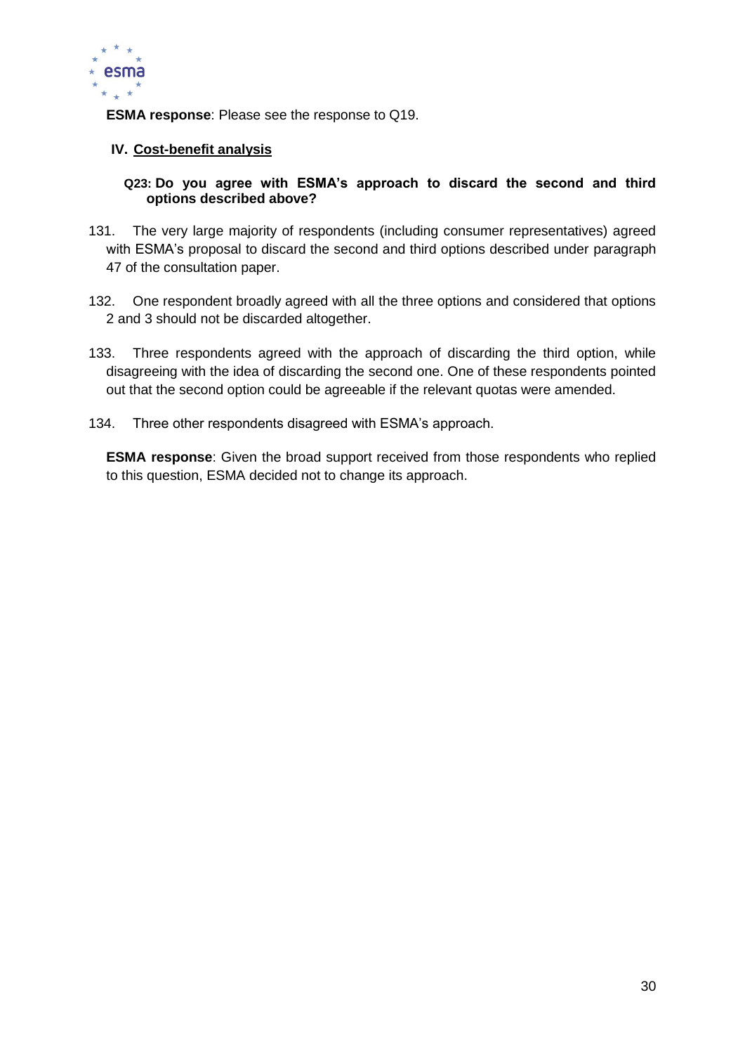**ESMA response**: Please see the response to Q19.

## IV. Cost-benefit analysis

**Q23: Do you agree with ESMA's approach to discard the second and third options described above?**

131. The very large majority of respondents (including consumer representatives) agreed with ESMA's proposal to discard the second and third options described under paragraph 47 of the consultation paper.

132. One respondent broadly agreed with all the three options and considered that options 2 and 3 should not be discarded altogether.

133. Three respondents agreed with the approach of discarding the third option, while disagreeing with the idea of discarding the second one. One of these respondents pointed out that the second option could be agreeable if the relevant quotas were amended.

134. Three other respondents disagreed with ESMA's approach.

**ESMA response**: Given the broad support received from those respondents who replied to this question, ESMA decided not to change its approach.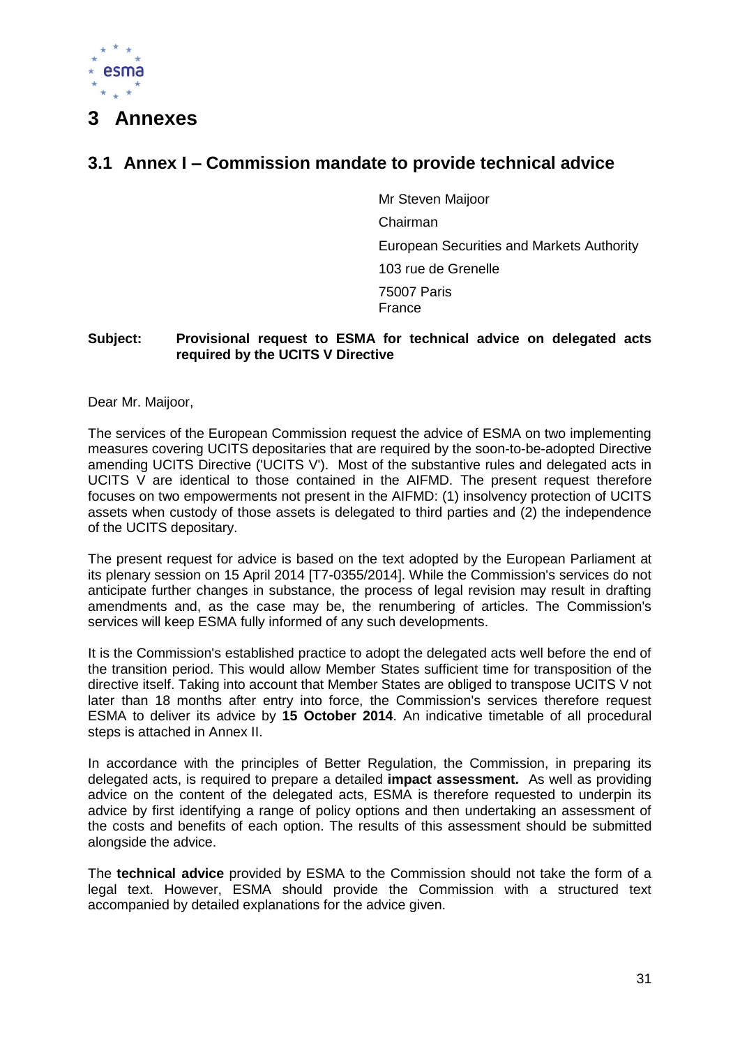# 3 Annexes

## 3.1 Annex I – Commission mandate to provide technical advice

Mr Steven Maijoor

Chairman

European Securities and Markets Authority

103 rue de Grenelle

75007 Paris
France

**Subject: Provisional request to ESMA for technical advice on delegated acts required by the UCITS V Directive**

Dear Mr. Maijoor,

The services of the European Commission request the advice of ESMA on two implementing measures covering UCITS depositaries that are required by the soon-to-be-adopted Directive amending UCITS Directive ('UCITS V'). Most of the substantive rules and delegated acts in UCITS V are identical to those contained in the AIFMD. The present request therefore focuses on two empowerments not present in the AIFMD: (1) insolvency protection of UCITS assets when custody of those assets is delegated to third parties and (2) the independence of the UCITS depositary.

The present request for advice is based on the text adopted by the European Parliament at its plenary session on 15 April 2014 [T7-0355/2014]. While the Commission's services do not anticipate further changes in substance, the process of legal revision may result in drafting amendments and, as the case may be, the renumbering of articles. The Commission's services will keep ESMA fully informed of any such developments.

It is the Commission's established practice to adopt the delegated acts well before the end of the transition period. This would allow Member States sufficient time for transposition of the directive itself. Taking into account that Member States are obliged to transpose UCITS V not later than 18 months after entry into force, the Commission's services therefore request ESMA to deliver its advice by **15 October 2014**. An indicative timetable of all procedural steps is attached in Annex II.

In accordance with the principles of Better Regulation, the Commission, in preparing its delegated acts, is required to prepare a detailed **impact assessment.** As well as providing advice on the content of the delegated acts, ESMA is therefore requested to underpin its advice by first identifying a range of policy options and then undertaking an assessment of the costs and benefits of each option. The results of this assessment should be submitted alongside the advice.

The **technical advice** provided by ESMA to the Commission should not take the form of a legal text. However, ESMA should provide the Commission with a structured text accompanied by detailed explanations for the advice given.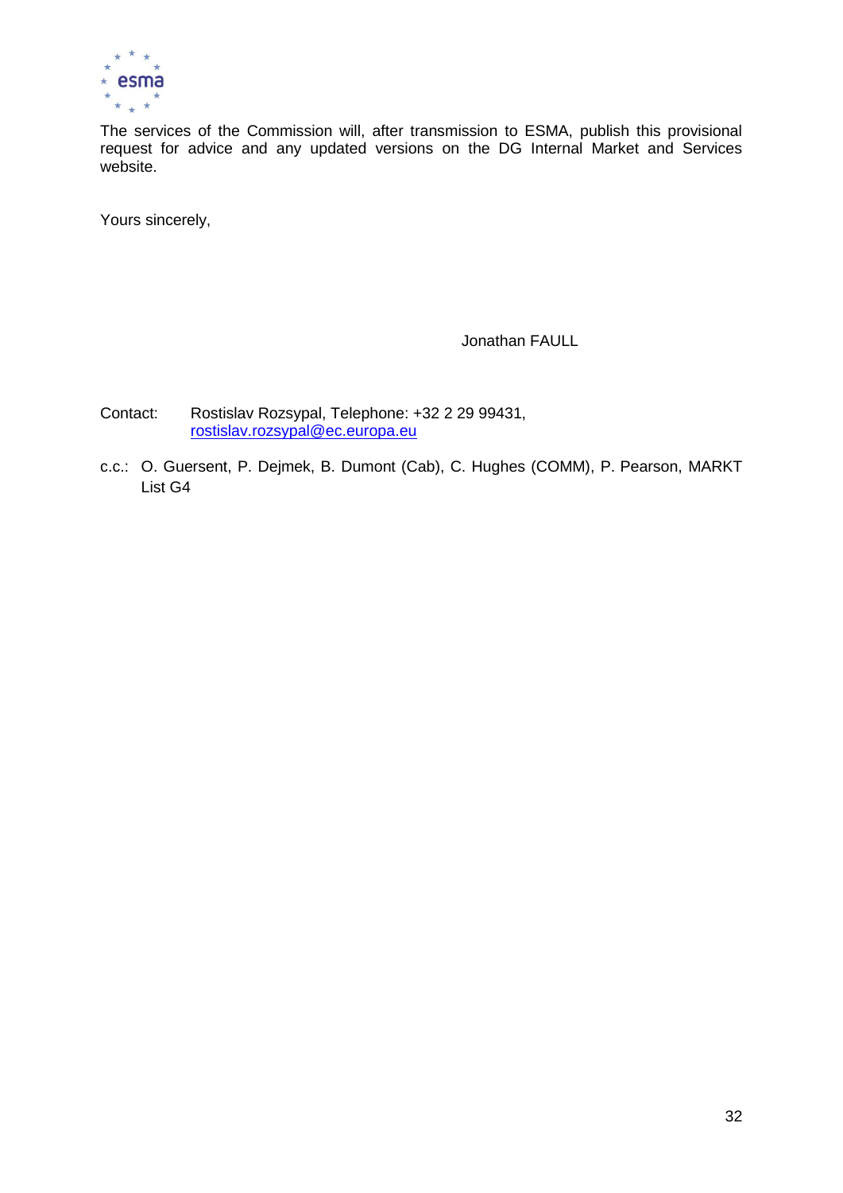The services of the Commission will, after transmission to ESMA, publish this provisional request for advice and any updated versions on the DG Internal Market and Services website.

Yours sincerely,

Jonathan FAULL

Contact: Rostislav Rozsypal, Telephone: +32 2 29 99431, rostislav.rozsypal@ec.europa.eu

c.c.: O. Guersent, P. Dejmek, B. Dumont (Cab), C. Hughes (COMM), P. Pearson, MARKT List G4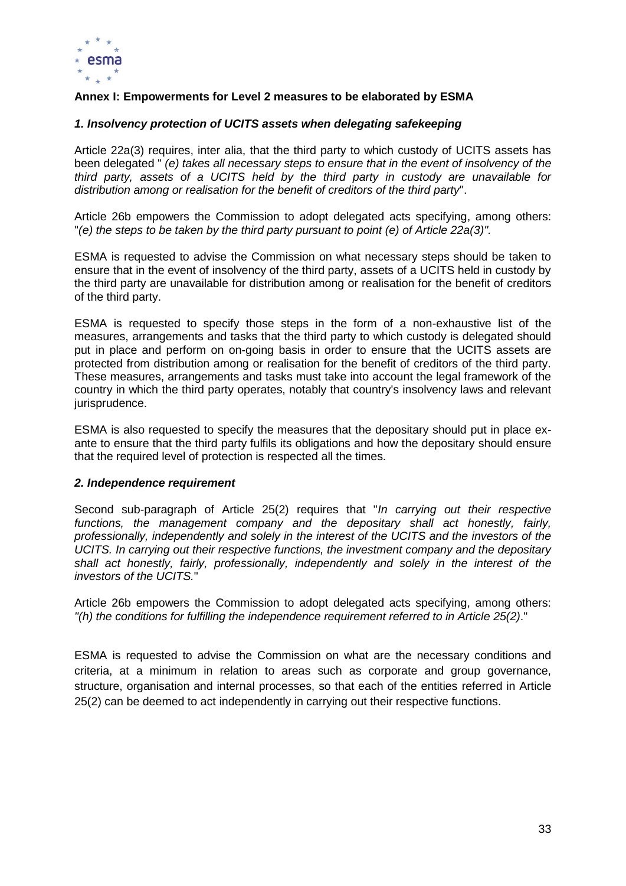## Annex I: Empowerments for Level 2 measures to be elaborated by ESMA

### *1. Insolvency protection of UCITS assets when delegating safekeeping*

Article 22a(3) requires, inter alia, that the third party to which custody of UCITS assets has been delegated " *(e) takes all necessary steps to ensure that in the event of insolvency of the third party, assets of a UCITS held by the third party in custody are unavailable for distribution among or realisation for the benefit of creditors of the third party*".

Article 26b empowers the Commission to adopt delegated acts specifying, among others: "*(e) the steps to be taken by the third party pursuant to point (e) of Article 22a(3)".*

ESMA is requested to advise the Commission on what necessary steps should be taken to ensure that in the event of insolvency of the third party, assets of a UCITS held in custody by the third party are unavailable for distribution among or realisation for the benefit of creditors of the third party.

ESMA is requested to specify those steps in the form of a non-exhaustive list of the measures, arrangements and tasks that the third party to which custody is delegated should put in place and perform on on-going basis in order to ensure that the UCITS assets are protected from distribution among or realisation for the benefit of creditors of the third party. These measures, arrangements and tasks must take into account the legal framework of the country in which the third party operates, notably that country's insolvency laws and relevant jurisprudence.

ESMA is also requested to specify the measures that the depositary should put in place ex-ante to ensure that the third party fulfils its obligations and how the depositary should ensure that the required level of protection is respected all the times.

### *2. Independence requirement*

Second sub-paragraph of Article 25(2) requires that "*In carrying out their respective functions, the management company and the depositary shall act honestly, fairly, professionally, independently and solely in the interest of the UCITS and the investors of the UCITS. In carrying out their respective functions, the investment company and the depositary shall act honestly, fairly, professionally, independently and solely in the interest of the investors of the UCITS.*"

Article 26b empowers the Commission to adopt delegated acts specifying, among others: *"(h) the conditions for fulfilling the independence requirement referred to in Article 25(2)*."

ESMA is requested to advise the Commission on what are the necessary conditions and criteria, at a minimum in relation to areas such as corporate and group governance, structure, organisation and internal processes, so that each of the entities referred in Article 25(2) can be deemed to act independently in carrying out their respective functions.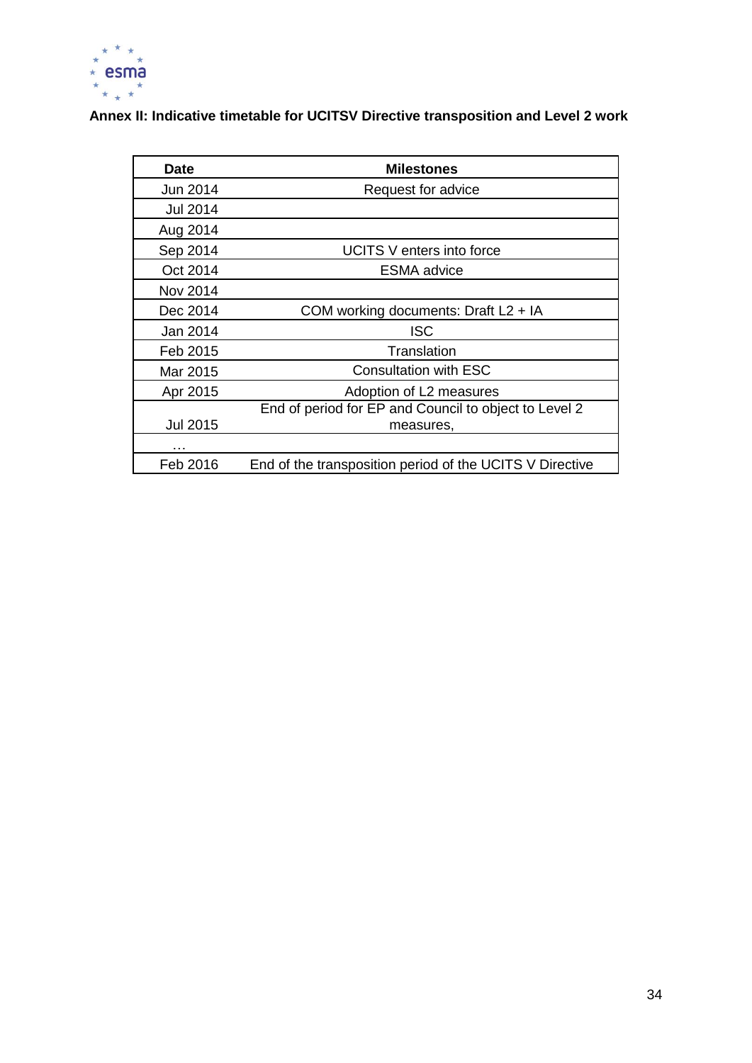**Annex II: Indicative timetable for UCITSV Directive transposition and Level 2 work**

| Date | Milestones |
|---|---|
| Jun 2014 | Request for advice |
| Jul 2014 | |
| Aug 2014 | |
| Sep 2014 | UCITS V enters into force |
| Oct 2014 | ESMA advice |
| Nov 2014 | |
| Dec 2014 | COM working documents: Draft L2 + IA |
| Jan 2014 | ISC |
| Feb 2015 | Translation |
| Mar 2015 | Consultation with ESC |
| Apr 2015 | Adoption of L2 measures |
| Jul 2015 | End of period for EP and Council to object to Level 2 measures, |
| … | |
| Feb 2016 | End of the transposition period of the UCITS V Directive |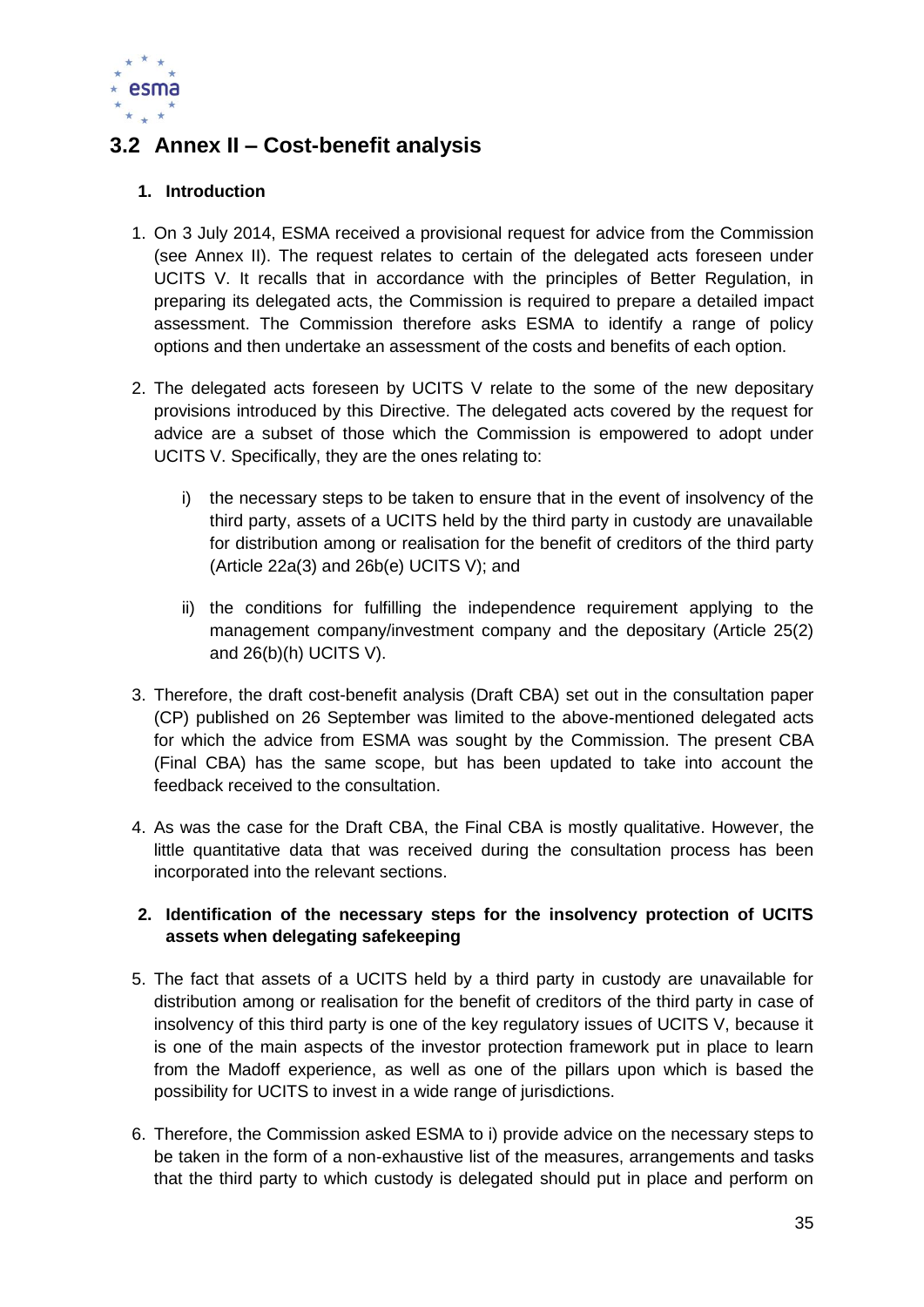## 3.2 Annex II – Cost-benefit analysis

### 1. Introduction

1. On 3 July 2014, ESMA received a provisional request for advice from the Commission (see Annex II). The request relates to certain of the delegated acts foreseen under UCITS V. It recalls that in accordance with the principles of Better Regulation, in preparing its delegated acts, the Commission is required to prepare a detailed impact assessment. The Commission therefore asks ESMA to identify a range of policy options and then undertake an assessment of the costs and benefits of each option.

2. The delegated acts foreseen by UCITS V relate to the some of the new depositary provisions introduced by this Directive. The delegated acts covered by the request for advice are a subset of those which the Commission is empowered to adopt under UCITS V. Specifically, they are the ones relating to:

   i) the necessary steps to be taken to ensure that in the event of insolvency of the third party, assets of a UCITS held by the third party in custody are unavailable for distribution among or realisation for the benefit of creditors of the third party (Article 22a(3) and 26b(e) UCITS V); and

   ii) the conditions for fulfilling the independence requirement applying to the management company/investment company and the depositary (Article 25(2) and 26(b)(h) UCITS V).

3. Therefore, the draft cost-benefit analysis (Draft CBA) set out in the consultation paper (CP) published on 26 September was limited to the above-mentioned delegated acts for which the advice from ESMA was sought by the Commission. The present CBA (Final CBA) has the same scope, but has been updated to take into account the feedback received to the consultation.

4. As was the case for the Draft CBA, the Final CBA is mostly qualitative. However, the little quantitative data that was received during the consultation process has been incorporated into the relevant sections.

### 2. Identification of the necessary steps for the insolvency protection of UCITS assets when delegating safekeeping

5. The fact that assets of a UCITS held by a third party in custody are unavailable for distribution among or realisation for the benefit of creditors of the third party in case of insolvency of this third party is one of the key regulatory issues of UCITS V, because it is one of the main aspects of the investor protection framework put in place to learn from the Madoff experience, as well as one of the pillars upon which is based the possibility for UCITS to invest in a wide range of jurisdictions.

6. Therefore, the Commission asked ESMA to i) provide advice on the necessary steps to be taken in the form of a non-exhaustive list of the measures, arrangements and tasks that the third party to which custody is delegated should put in place and perform on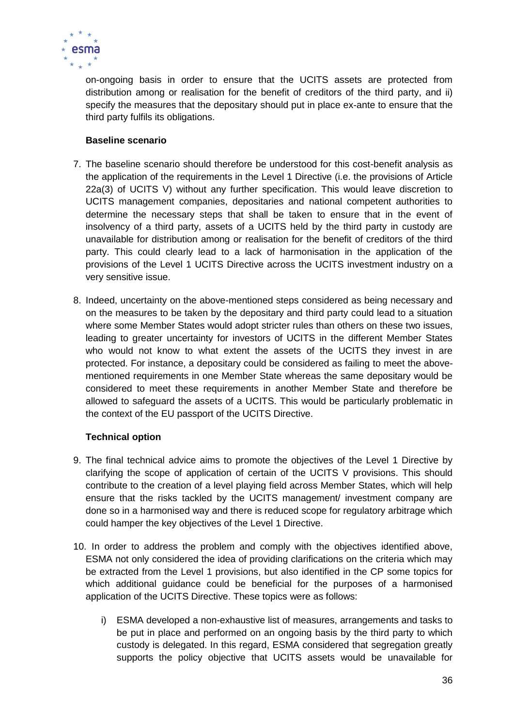on-ongoing basis in order to ensure that the UCITS assets are protected from distribution among or realisation for the benefit of creditors of the third party, and ii) specify the measures that the depositary should put in place ex-ante to ensure that the third party fulfils its obligations.

**Baseline scenario**

7. The baseline scenario should therefore be understood for this cost-benefit analysis as the application of the requirements in the Level 1 Directive (i.e. the provisions of Article 22a(3) of UCITS V) without any further specification. This would leave discretion to UCITS management companies, depositaries and national competent authorities to determine the necessary steps that shall be taken to ensure that in the event of insolvency of a third party, assets of a UCITS held by the third party in custody are unavailable for distribution among or realisation for the benefit of creditors of the third party. This could clearly lead to a lack of harmonisation in the application of the provisions of the Level 1 UCITS Directive across the UCITS investment industry on a very sensitive issue.

8. Indeed, uncertainty on the above-mentioned steps considered as being necessary and on the measures to be taken by the depositary and third party could lead to a situation where some Member States would adopt stricter rules than others on these two issues, leading to greater uncertainty for investors of UCITS in the different Member States who would not know to what extent the assets of the UCITS they invest in are protected. For instance, a depositary could be considered as failing to meet the above-mentioned requirements in one Member State whereas the same depositary would be considered to meet these requirements in another Member State and therefore be allowed to safeguard the assets of a UCITS. This would be particularly problematic in the context of the EU passport of the UCITS Directive.

**Technical option**

9. The final technical advice aims to promote the objectives of the Level 1 Directive by clarifying the scope of application of certain of the UCITS V provisions. This should contribute to the creation of a level playing field across Member States, which will help ensure that the risks tackled by the UCITS management/ investment company are done so in a harmonised way and there is reduced scope for regulatory arbitrage which could hamper the key objectives of the Level 1 Directive.

10. In order to address the problem and comply with the objectives identified above, ESMA not only considered the idea of providing clarifications on the criteria which may be extracted from the Level 1 provisions, but also identified in the CP some topics for which additional guidance could be beneficial for the purposes of a harmonised application of the UCITS Directive. These topics were as follows:

    i) ESMA developed a non-exhaustive list of measures, arrangements and tasks to be put in place and performed on an ongoing basis by the third party to which custody is delegated. In this regard, ESMA considered that segregation greatly supports the policy objective that UCITS assets would be unavailable for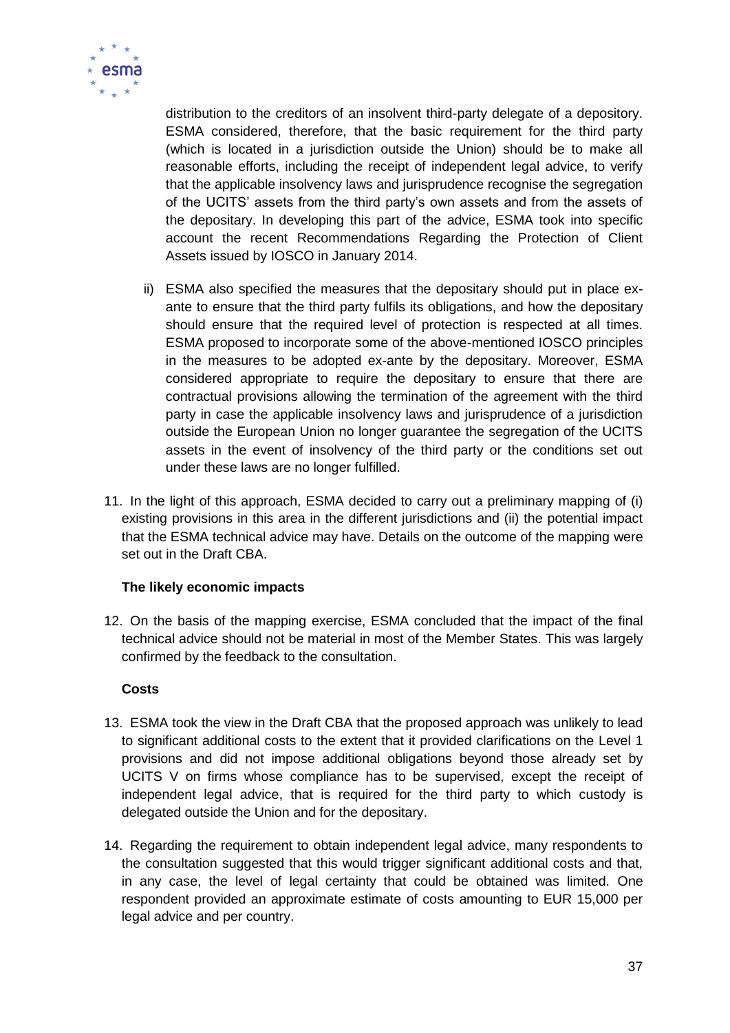distribution to the creditors of an insolvent third-party delegate of a depository. ESMA considered, therefore, that the basic requirement for the third party (which is located in a jurisdiction outside the Union) should be to make all reasonable efforts, including the receipt of independent legal advice, to verify that the applicable insolvency laws and jurisprudence recognise the segregation of the UCITS' assets from the third party's own assets and from the assets of the depositary. In developing this part of the advice, ESMA took into specific account the recent Recommendations Regarding the Protection of Client Assets issued by IOSCO in January 2014.

ii) ESMA also specified the measures that the depositary should put in place ex-ante to ensure that the third party fulfils its obligations, and how the depositary should ensure that the required level of protection is respected at all times. ESMA proposed to incorporate some of the above-mentioned IOSCO principles in the measures to be adopted ex-ante by the depositary. Moreover, ESMA considered appropriate to require the depositary to ensure that there are contractual provisions allowing the termination of the agreement with the third party in case the applicable insolvency laws and jurisprudence of a jurisdiction outside the European Union no longer guarantee the segregation of the UCITS assets in the event of insolvency of the third party or the conditions set out under these laws are no longer fulfilled.

11. In the light of this approach, ESMA decided to carry out a preliminary mapping of (i) existing provisions in this area in the different jurisdictions and (ii) the potential impact that the ESMA technical advice may have. Details on the outcome of the mapping were set out in the Draft CBA.

**The likely economic impacts**

12. On the basis of the mapping exercise, ESMA concluded that the impact of the final technical advice should not be material in most of the Member States. This was largely confirmed by the feedback to the consultation.

**Costs**

13. ESMA took the view in the Draft CBA that the proposed approach was unlikely to lead to significant additional costs to the extent that it provided clarifications on the Level 1 provisions and did not impose additional obligations beyond those already set by UCITS V on firms whose compliance has to be supervised, except the receipt of independent legal advice, that is required for the third party to which custody is delegated outside the Union and for the depositary.

14. Regarding the requirement to obtain independent legal advice, many respondents to the consultation suggested that this would trigger significant additional costs and that, in any case, the level of legal certainty that could be obtained was limited. One respondent provided an approximate estimate of costs amounting to EUR 15,000 per legal advice and per country.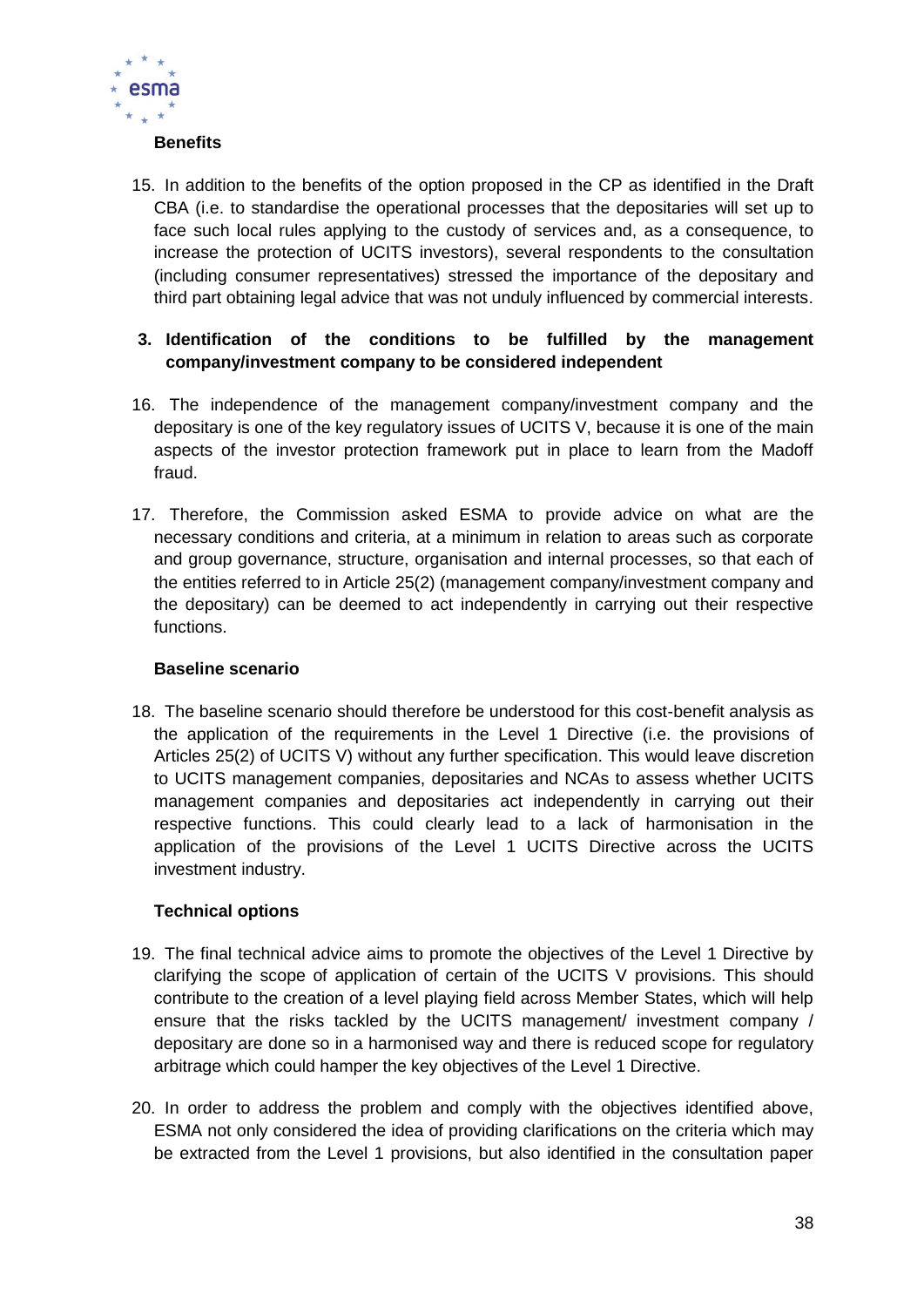**Benefits**

15. In addition to the benefits of the option proposed in the CP as identified in the Draft CBA (i.e. to standardise the operational processes that the depositaries will set up to face such local rules applying to the custody of services and, as a consequence, to increase the protection of UCITS investors), several respondents to the consultation (including consumer representatives) stressed the importance of the depositary and third part obtaining legal advice that was not unduly influenced by commercial interests.

**3. Identification of the conditions to be fulfilled by the management company/investment company to be considered independent**

16. The independence of the management company/investment company and the depositary is one of the key regulatory issues of UCITS V, because it is one of the main aspects of the investor protection framework put in place to learn from the Madoff fraud.

17. Therefore, the Commission asked ESMA to provide advice on what are the necessary conditions and criteria, at a minimum in relation to areas such as corporate and group governance, structure, organisation and internal processes, so that each of the entities referred to in Article 25(2) (management company/investment company and the depositary) can be deemed to act independently in carrying out their respective functions.

**Baseline scenario**

18. The baseline scenario should therefore be understood for this cost-benefit analysis as the application of the requirements in the Level 1 Directive (i.e. the provisions of Articles 25(2) of UCITS V) without any further specification. This would leave discretion to UCITS management companies, depositaries and NCAs to assess whether UCITS management companies and depositaries act independently in carrying out their respective functions. This could clearly lead to a lack of harmonisation in the application of the provisions of the Level 1 UCITS Directive across the UCITS investment industry.

**Technical options**

19. The final technical advice aims to promote the objectives of the Level 1 Directive by clarifying the scope of application of certain of the UCITS V provisions. This should contribute to the creation of a level playing field across Member States, which will help ensure that the risks tackled by the UCITS management/ investment company / depositary are done so in a harmonised way and there is reduced scope for regulatory arbitrage which could hamper the key objectives of the Level 1 Directive.

20. In order to address the problem and comply with the objectives identified above, ESMA not only considered the idea of providing clarifications on the criteria which may be extracted from the Level 1 provisions, but also identified in the consultation paper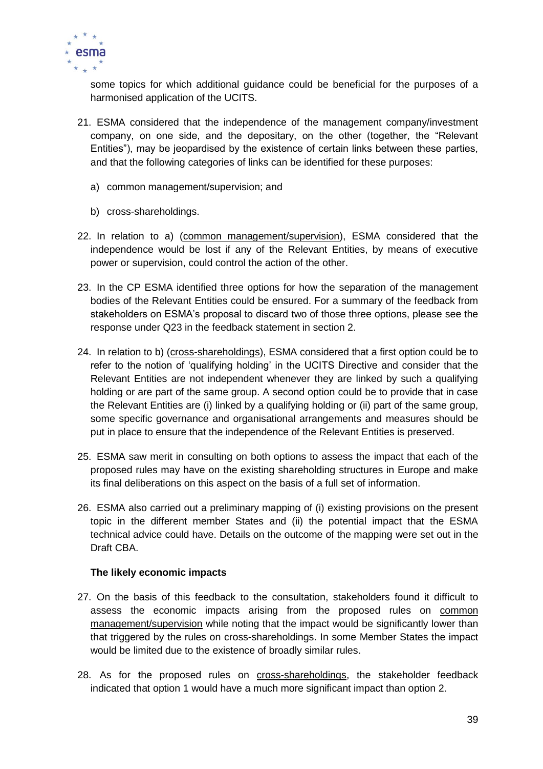some topics for which additional guidance could be beneficial for the purposes of a harmonised application of the UCITS.

21. ESMA considered that the independence of the management company/investment company, on one side, and the depositary, on the other (together, the "Relevant Entities"), may be jeopardised by the existence of certain links between these parties, and that the following categories of links can be identified for these purposes:

    a) common management/supervision; and

    b) cross-shareholdings.

22. In relation to a) (common management/supervision), ESMA considered that the independence would be lost if any of the Relevant Entities, by means of executive power or supervision, could control the action of the other.

23. In the CP ESMA identified three options for how the separation of the management bodies of the Relevant Entities could be ensured. For a summary of the feedback from stakeholders on ESMA's proposal to discard two of those three options, please see the response under Q23 in the feedback statement in section 2.

24. In relation to b) (cross-shareholdings), ESMA considered that a first option could be to refer to the notion of 'qualifying holding' in the UCITS Directive and consider that the Relevant Entities are not independent whenever they are linked by such a qualifying holding or are part of the same group. A second option could be to provide that in case the Relevant Entities are (i) linked by a qualifying holding or (ii) part of the same group, some specific governance and organisational arrangements and measures should be put in place to ensure that the independence of the Relevant Entities is preserved.

25. ESMA saw merit in consulting on both options to assess the impact that each of the proposed rules may have on the existing shareholding structures in Europe and make its final deliberations on this aspect on the basis of a full set of information.

26. ESMA also carried out a preliminary mapping of (i) existing provisions on the present topic in the different member States and (ii) the potential impact that the ESMA technical advice could have. Details on the outcome of the mapping were set out in the Draft CBA.

**The likely economic impacts**

27. On the basis of this feedback to the consultation, stakeholders found it difficult to assess the economic impacts arising from the proposed rules on common management/supervision while noting that the impact would be significantly lower than that triggered by the rules on cross-shareholdings. In some Member States the impact would be limited due to the existence of broadly similar rules.

28. As for the proposed rules on cross-shareholdings, the stakeholder feedback indicated that option 1 would have a much more significant impact than option 2.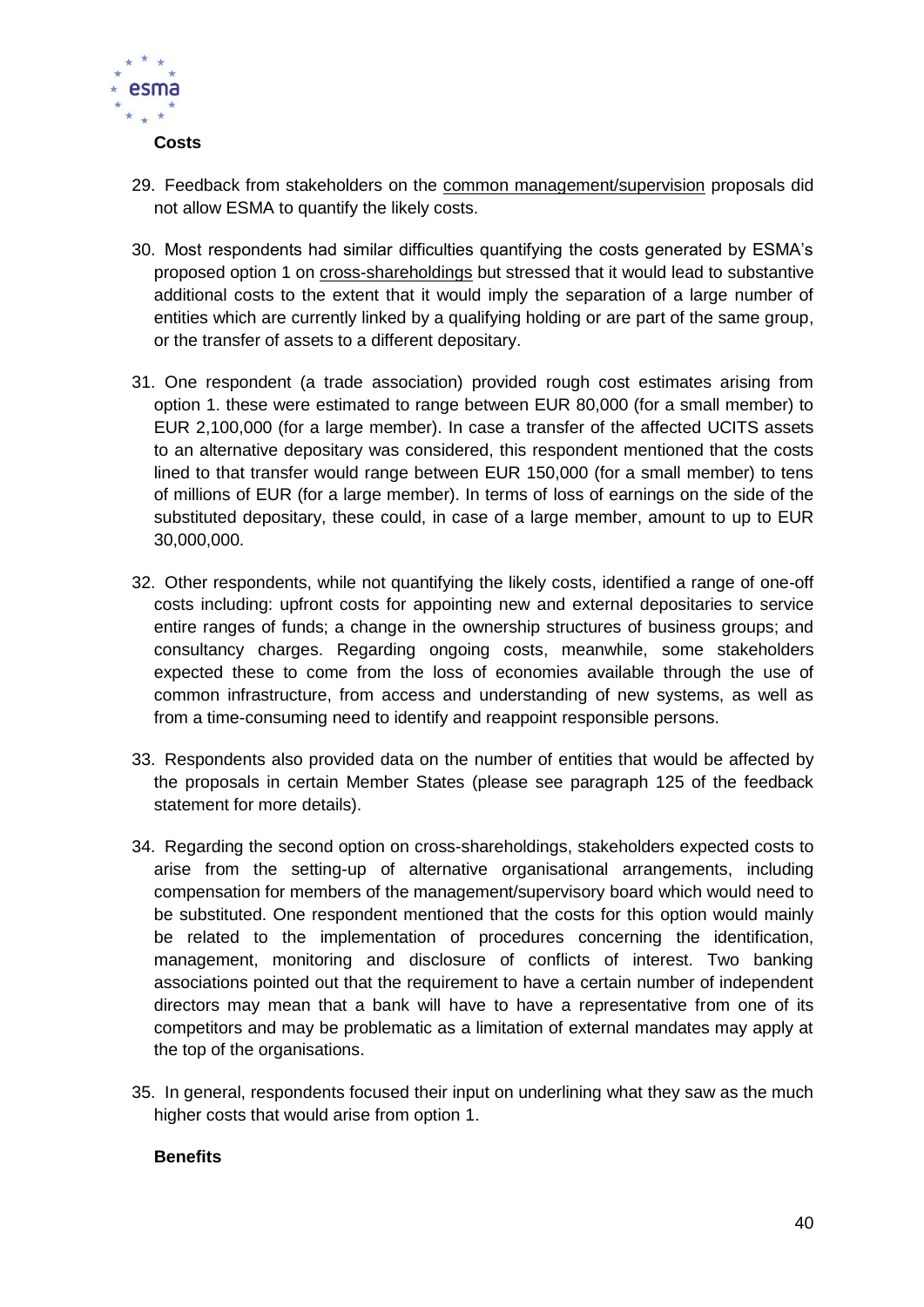**Costs**

29. Feedback from stakeholders on the <u>common management/supervision</u> proposals did not allow ESMA to quantify the likely costs.

30. Most respondents had similar difficulties quantifying the costs generated by ESMA's proposed option 1 on <u>cross-shareholdings</u> but stressed that it would lead to substantive additional costs to the extent that it would imply the separation of a large number of entities which are currently linked by a qualifying holding or are part of the same group, or the transfer of assets to a different depositary.

31. One respondent (a trade association) provided rough cost estimates arising from option 1. these were estimated to range between EUR 80,000 (for a small member) to EUR 2,100,000 (for a large member). In case a transfer of the affected UCITS assets to an alternative depositary was considered, this respondent mentioned that the costs lined to that transfer would range between EUR 150,000 (for a small member) to tens of millions of EUR (for a large member). In terms of loss of earnings on the side of the substituted depositary, these could, in case of a large member, amount to up to EUR 30,000,000.

32. Other respondents, while not quantifying the likely costs, identified a range of one-off costs including: upfront costs for appointing new and external depositaries to service entire ranges of funds; a change in the ownership structures of business groups; and consultancy charges. Regarding ongoing costs, meanwhile, some stakeholders expected these to come from the loss of economies available through the use of common infrastructure, from access and understanding of new systems, as well as from a time-consuming need to identify and reappoint responsible persons.

33. Respondents also provided data on the number of entities that would be affected by the proposals in certain Member States (please see paragraph 125 of the feedback statement for more details).

34. Regarding the second option on cross-shareholdings, stakeholders expected costs to arise from the setting-up of alternative organisational arrangements, including compensation for members of the management/supervisory board which would need to be substituted. One respondent mentioned that the costs for this option would mainly be related to the implementation of procedures concerning the identification, management, monitoring and disclosure of conflicts of interest. Two banking associations pointed out that the requirement to have a certain number of independent directors may mean that a bank will have to have a representative from one of its competitors and may be problematic as a limitation of external mandates may apply at the top of the organisations.

35. In general, respondents focused their input on underlining what they saw as the much higher costs that would arise from option 1.

**Benefits**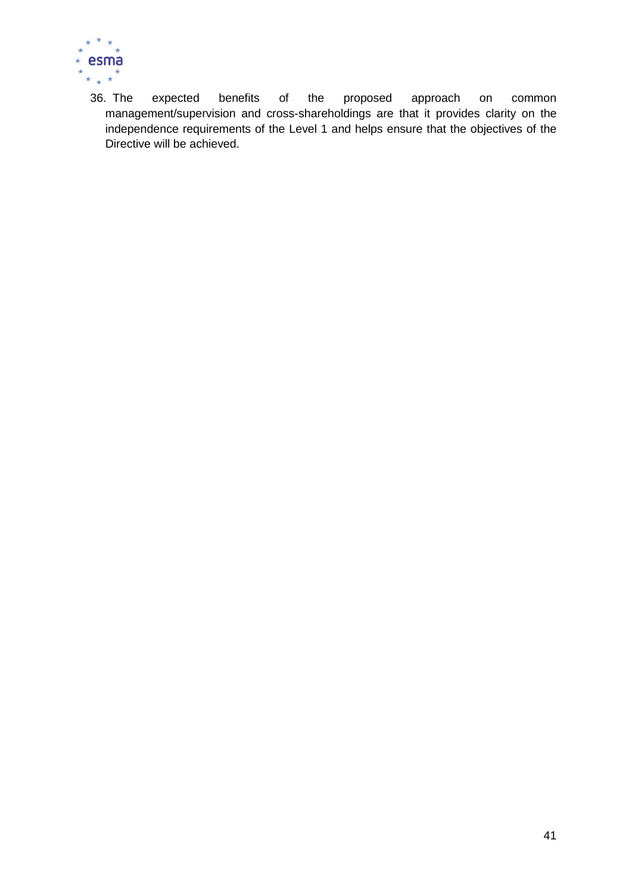36. The expected benefits of the proposed approach on common management/supervision and cross-shareholdings are that it provides clarity on the independence requirements of the Level 1 and helps ensure that the objectives of the Directive will be achieved.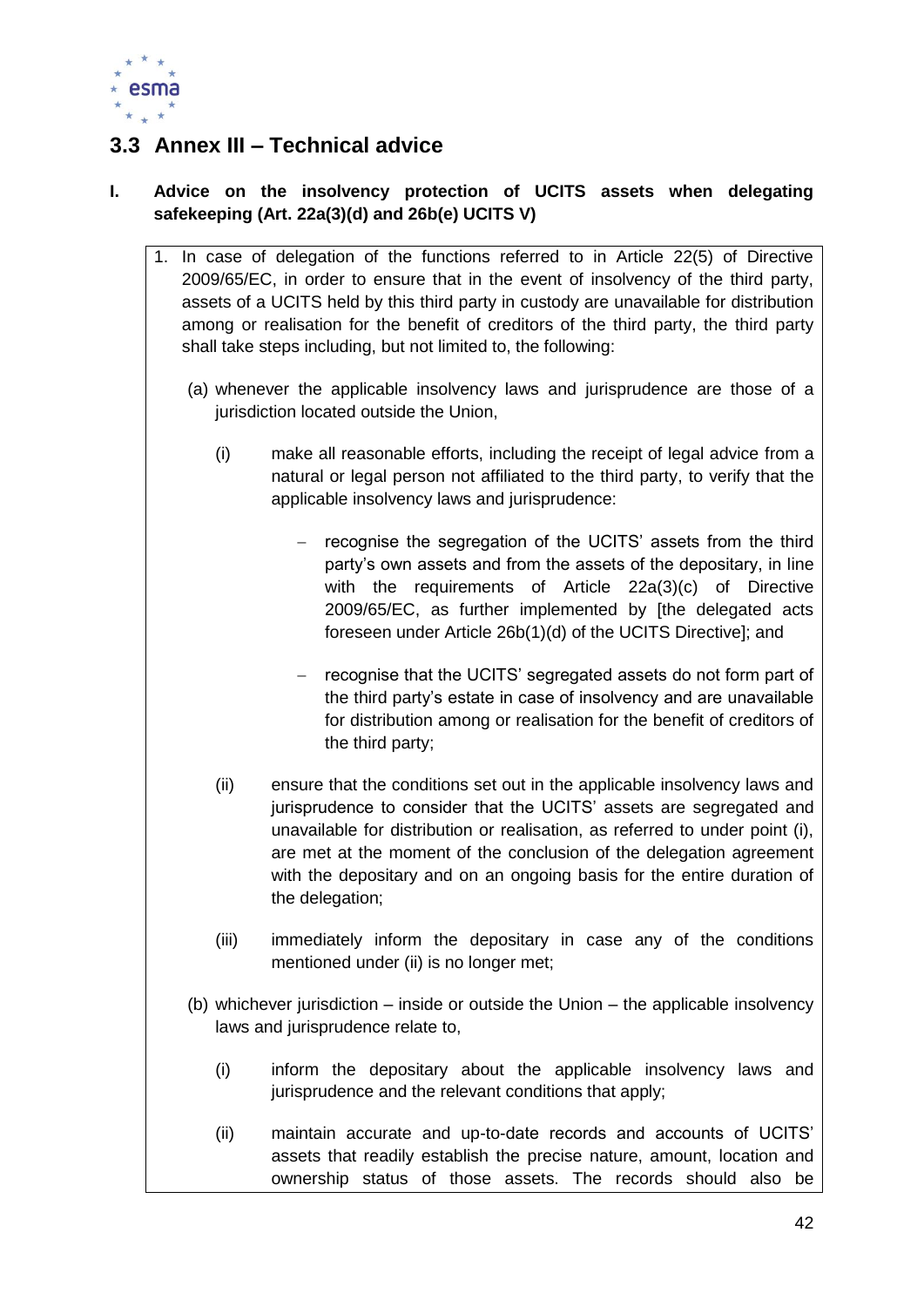## 3.3 Annex III – Technical advice

### I. Advice on the insolvency protection of UCITS assets when delegating safekeeping (Art. 22a(3)(d) and 26b(e) UCITS V)

1. In case of delegation of the functions referred to in Article 22(5) of Directive 2009/65/EC, in order to ensure that in the event of insolvency of the third party, assets of a UCITS held by this third party in custody are unavailable for distribution among or realisation for the benefit of creditors of the third party, the third party shall take steps including, but not limited to, the following:

   (a) whenever the applicable insolvency laws and jurisprudence are those of a jurisdiction located outside the Union,

   (i) make all reasonable efforts, including the receipt of legal advice from a natural or legal person not affiliated to the third party, to verify that the applicable insolvency laws and jurisprudence:

   - recognise the segregation of the UCITS' assets from the third party's own assets and from the assets of the depositary, in line with the requirements of Article 22a(3)(c) of Directive 2009/65/EC, as further implemented by [the delegated acts foreseen under Article 26b(1)(d) of the UCITS Directive]; and

   - recognise that the UCITS' segregated assets do not form part of the third party's estate in case of insolvency and are unavailable for distribution among or realisation for the benefit of creditors of the third party;

   (ii) ensure that the conditions set out in the applicable insolvency laws and jurisprudence to consider that the UCITS' assets are segregated and unavailable for distribution or realisation, as referred to under point (i), are met at the moment of the conclusion of the delegation agreement with the depositary and on an ongoing basis for the entire duration of the delegation;

   (iii) immediately inform the depositary in case any of the conditions mentioned under (ii) is no longer met;

   (b) whichever jurisdiction – inside or outside the Union – the applicable insolvency laws and jurisprudence relate to,

   (i) inform the depositary about the applicable insolvency laws and jurisprudence and the relevant conditions that apply;

   (ii) maintain accurate and up-to-date records and accounts of UCITS' assets that readily establish the precise nature, amount, location and ownership status of those assets. The records should also be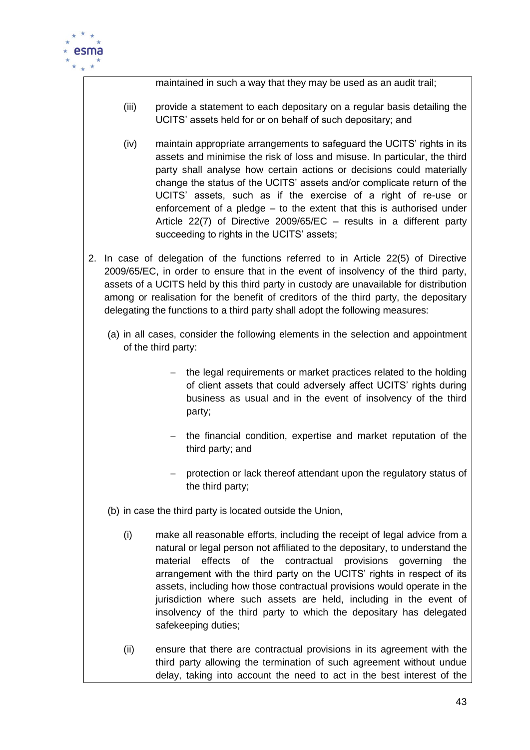maintained in such a way that they may be used as an audit trail;

(iii) provide a statement to each depositary on a regular basis detailing the UCITS' assets held for or on behalf of such depositary; and

(iv) maintain appropriate arrangements to safeguard the UCITS' rights in its assets and minimise the risk of loss and misuse. In particular, the third party shall analyse how certain actions or decisions could materially change the status of the UCITS' assets and/or complicate return of the UCITS' assets, such as if the exercise of a right of re-use or enforcement of a pledge – to the extent that this is authorised under Article 22(7) of Directive 2009/65/EC – results in a different party succeeding to rights in the UCITS' assets;

2. In case of delegation of the functions referred to in Article 22(5) of Directive 2009/65/EC, in order to ensure that in the event of insolvency of the third party, assets of a UCITS held by this third party in custody are unavailable for distribution among or realisation for the benefit of creditors of the third party, the depositary delegating the functions to a third party shall adopt the following measures:

(a) in all cases, consider the following elements in the selection and appointment of the third party:

- the legal requirements or market practices related to the holding of client assets that could adversely affect UCITS' rights during business as usual and in the event of insolvency of the third party;
- the financial condition, expertise and market reputation of the third party; and
- protection or lack thereof attendant upon the regulatory status of the third party;

(b) in case the third party is located outside the Union,

(i) make all reasonable efforts, including the receipt of legal advice from a natural or legal person not affiliated to the depositary, to understand the material effects of the contractual provisions governing the arrangement with the third party on the UCITS' rights in respect of its assets, including how those contractual provisions would operate in the jurisdiction where such assets are held, including in the event of insolvency of the third party to which the depositary has delegated safekeeping duties;

(ii) ensure that there are contractual provisions in its agreement with the third party allowing the termination of such agreement without undue delay, taking into account the need to act in the best interest of the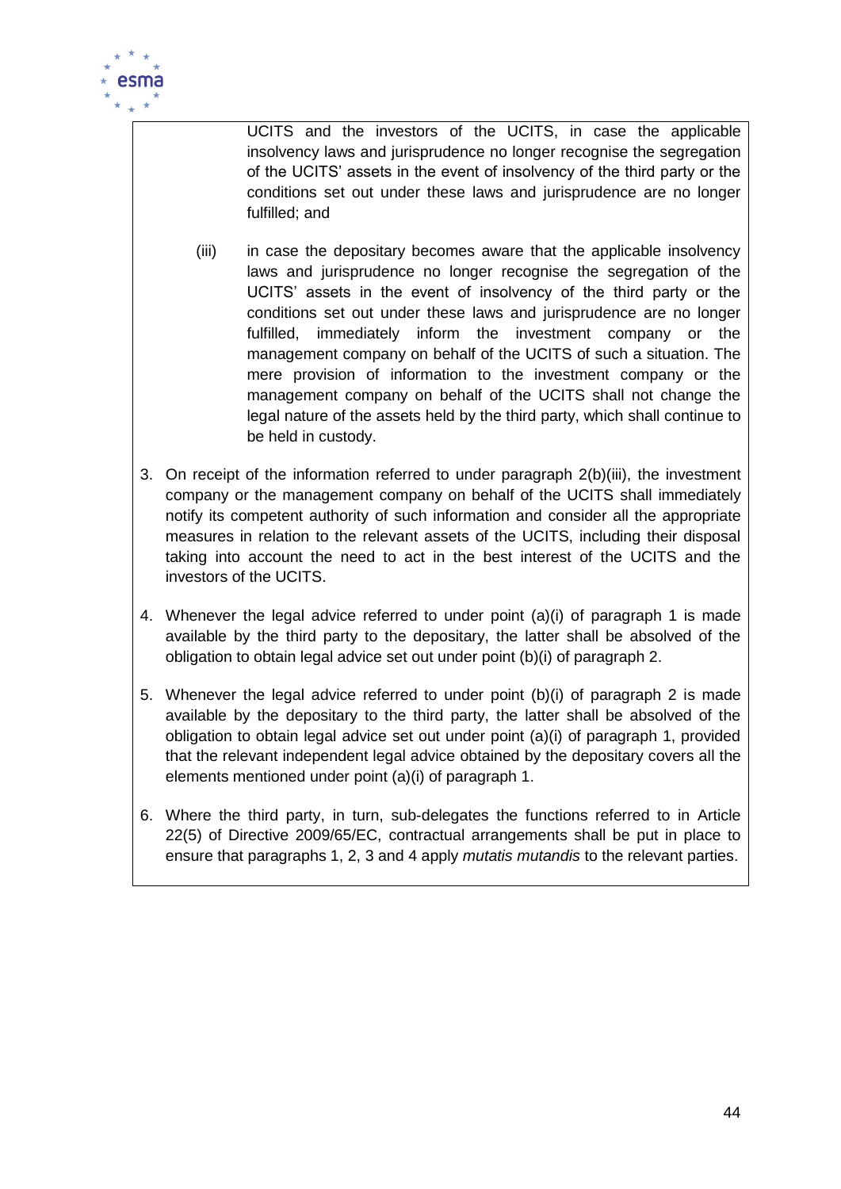UCITS and the investors of the UCITS, in case the applicable insolvency laws and jurisprudence no longer recognise the segregation of the UCITS' assets in the event of insolvency of the third party or the conditions set out under these laws and jurisprudence are no longer fulfilled; and

(iii) in case the depositary becomes aware that the applicable insolvency laws and jurisprudence no longer recognise the segregation of the UCITS' assets in the event of insolvency of the third party or the conditions set out under these laws and jurisprudence are no longer fulfilled, immediately inform the investment company or the management company on behalf of the UCITS of such a situation. The mere provision of information to the investment company or the management company on behalf of the UCITS shall not change the legal nature of the assets held by the third party, which shall continue to be held in custody.

3. On receipt of the information referred to under paragraph 2(b)(iii), the investment company or the management company on behalf of the UCITS shall immediately notify its competent authority of such information and consider all the appropriate measures in relation to the relevant assets of the UCITS, including their disposal taking into account the need to act in the best interest of the UCITS and the investors of the UCITS.

4. Whenever the legal advice referred to under point (a)(i) of paragraph 1 is made available by the third party to the depositary, the latter shall be absolved of the obligation to obtain legal advice set out under point (b)(i) of paragraph 2.

5. Whenever the legal advice referred to under point (b)(i) of paragraph 2 is made available by the depositary to the third party, the latter shall be absolved of the obligation to obtain legal advice set out under point (a)(i) of paragraph 1, provided that the relevant independent legal advice obtained by the depositary covers all the elements mentioned under point (a)(i) of paragraph 1.

6. Where the third party, in turn, sub-delegates the functions referred to in Article 22(5) of Directive 2009/65/EC, contractual arrangements shall be put in place to ensure that paragraphs 1, 2, 3 and 4 apply *mutatis mutandis* to the relevant parties.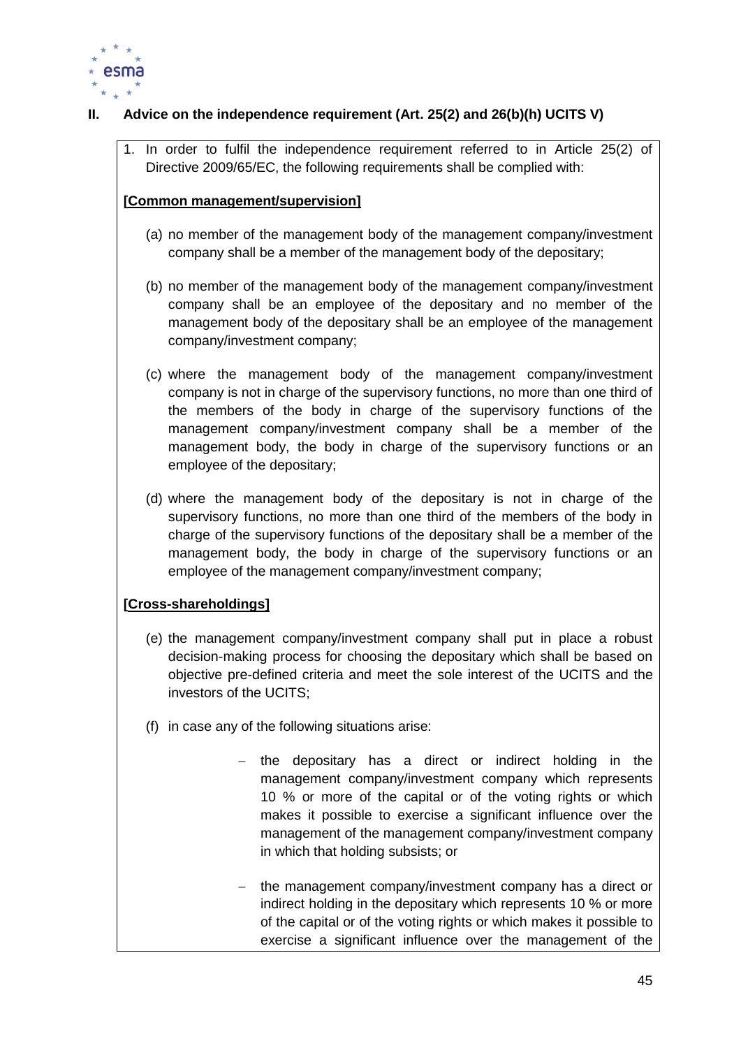## II. Advice on the independence requirement (Art. 25(2) and 26(b)(h) UCITS V)

1. In order to fulfil the independence requirement referred to in Article 25(2) of Directive 2009/65/EC, the following requirements shall be complied with:

**[Common management/supervision]**

(a) no member of the management body of the management company/investment company shall be a member of the management body of the depositary;

(b) no member of the management body of the management company/investment company shall be an employee of the depositary and no member of the management body of the depositary shall be an employee of the management company/investment company;

(c) where the management body of the management company/investment company is not in charge of the supervisory functions, no more than one third of the members of the body in charge of the supervisory functions of the management company/investment company shall be a member of the management body, the body in charge of the supervisory functions or an employee of the depositary;

(d) where the management body of the depositary is not in charge of the supervisory functions, no more than one third of the members of the body in charge of the supervisory functions of the depositary shall be a member of the management body, the body in charge of the supervisory functions or an employee of the management company/investment company;

**[Cross-shareholdings]**

(e) the management company/investment company shall put in place a robust decision-making process for choosing the depositary which shall be based on objective pre-defined criteria and meet the sole interest of the UCITS and the investors of the UCITS;

(f) in case any of the following situations arise:

- the depositary has a direct or indirect holding in the management company/investment company which represents 10 % or more of the capital or of the voting rights or which makes it possible to exercise a significant influence over the management of the management company/investment company in which that holding subsists; or

- the management company/investment company has a direct or indirect holding in the depositary which represents 10 % or more of the capital or of the voting rights or which makes it possible to exercise a significant influence over the management of the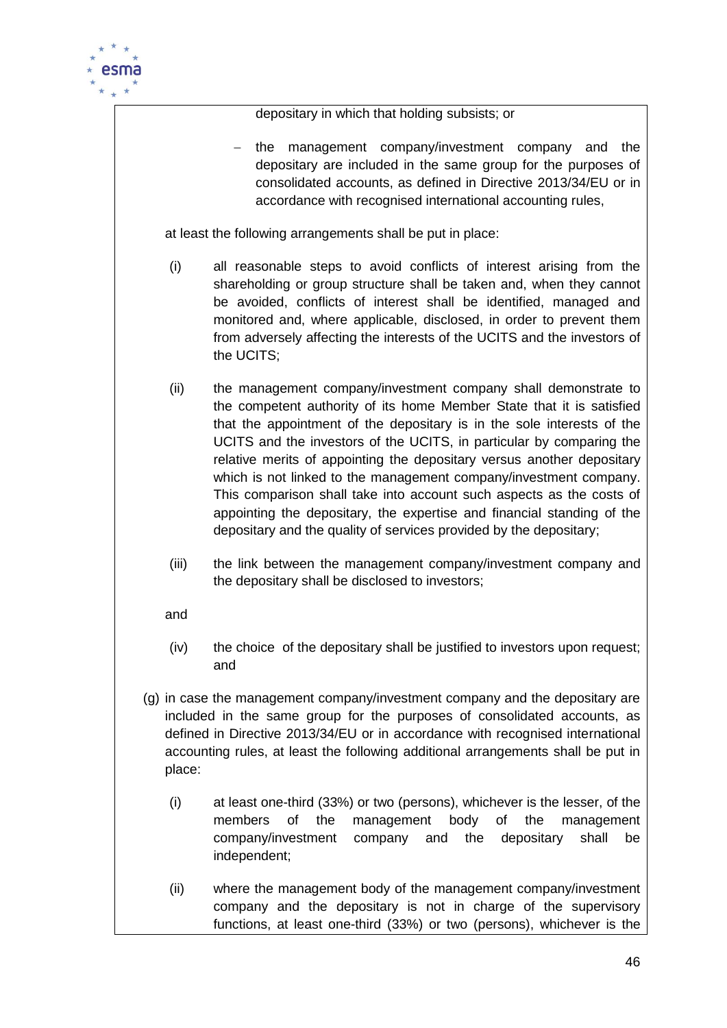depositary in which that holding subsists; or

- the management company/investment company and the depositary are included in the same group for the purposes of consolidated accounts, as defined in Directive 2013/34/EU or in accordance with recognised international accounting rules,

at least the following arrangements shall be put in place:

(i) all reasonable steps to avoid conflicts of interest arising from the shareholding or group structure shall be taken and, when they cannot be avoided, conflicts of interest shall be identified, managed and monitored and, where applicable, disclosed, in order to prevent them from adversely affecting the interests of the UCITS and the investors of the UCITS;

(ii) the management company/investment company shall demonstrate to the competent authority of its home Member State that it is satisfied that the appointment of the depositary is in the sole interests of the UCITS and the investors of the UCITS, in particular by comparing the relative merits of appointing the depositary versus another depositary which is not linked to the management company/investment company. This comparison shall take into account such aspects as the costs of appointing the depositary, the expertise and financial standing of the depositary and the quality of services provided by the depositary;

(iii) the link between the management company/investment company and the depositary shall be disclosed to investors;

and

(iv) the choice of the depositary shall be justified to investors upon request; and

(g) in case the management company/investment company and the depositary are included in the same group for the purposes of consolidated accounts, as defined in Directive 2013/34/EU or in accordance with recognised international accounting rules, at least the following additional arrangements shall be put in place:

(i) at least one-third (33%) or two (persons), whichever is the lesser, of the members of the management body of the management company/investment company and the depositary shall be independent;

(ii) where the management body of the management company/investment company and the depositary is not in charge of the supervisory functions, at least one-third (33%) or two (persons), whichever is the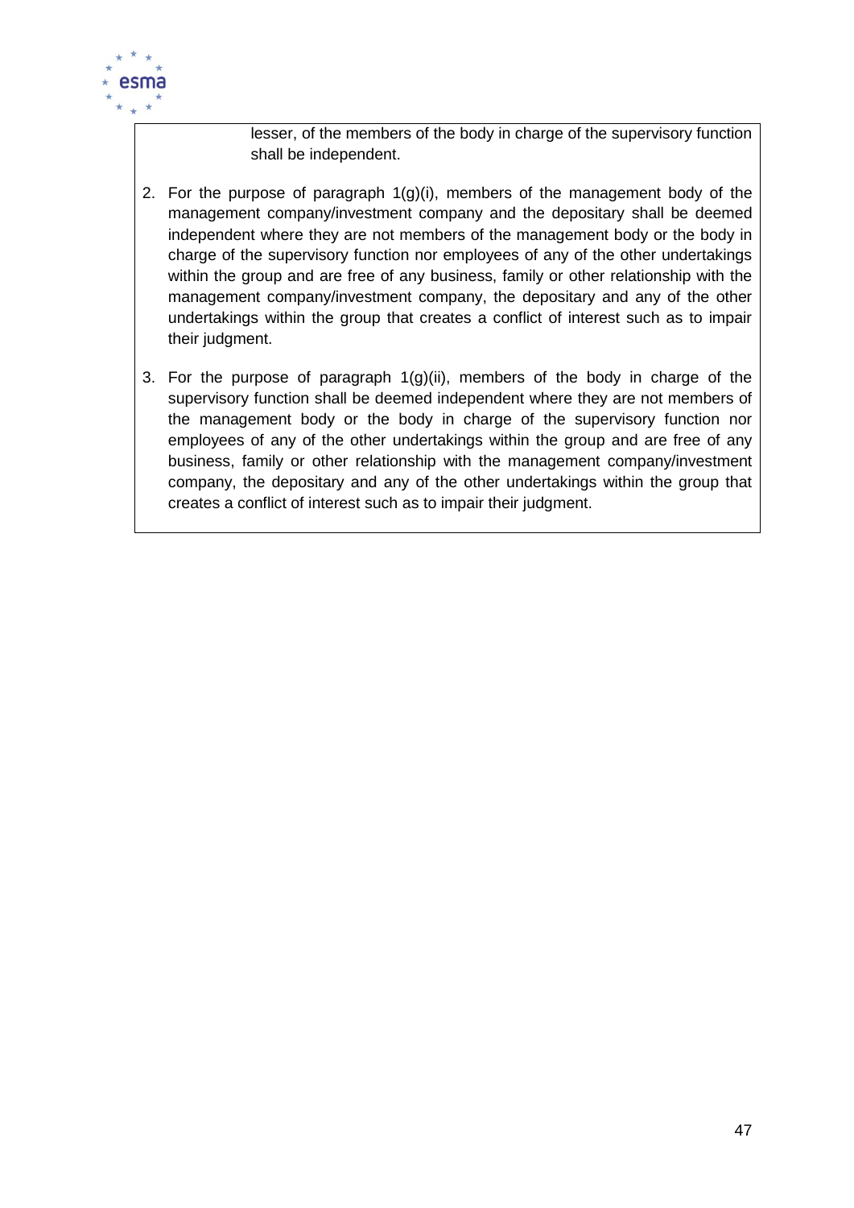lesser, of the members of the body in charge of the supervisory function shall be independent.

2. For the purpose of paragraph 1(g)(i), members of the management body of the management company/investment company and the depositary shall be deemed independent where they are not members of the management body or the body in charge of the supervisory function nor employees of any of the other undertakings within the group and are free of any business, family or other relationship with the management company/investment company, the depositary and any of the other undertakings within the group that creates a conflict of interest such as to impair their judgment.

3. For the purpose of paragraph 1(g)(ii), members of the body in charge of the supervisory function shall be deemed independent where they are not members of the management body or the body in charge of the supervisory function nor employees of any of the other undertakings within the group and are free of any business, family or other relationship with the management company/investment company, the depositary and any of the other undertakings within the group that creates a conflict of interest such as to impair their judgment.